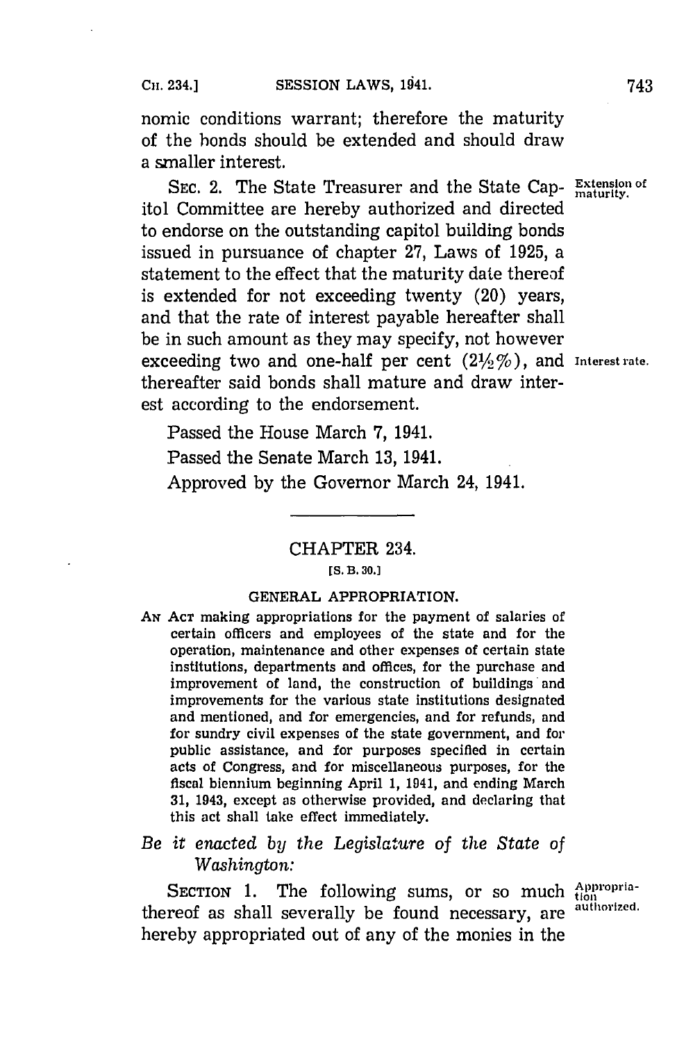nomic conditions warrant; therefore the maturity of the bonds should be extended and should draw a smaller interest.

SEC. 2. The State Treasurer and the State Capitol Committee are hereby authorized and directed to endorse on the outstanding capitol building bonds issued in pursuance of chapter 27, Laws of 1925, a statement to the effect that the maturity date thereof is extended for not exceeding twenty (20) years, and that the rate of interest payable hereafter shall be in such amount as they may specify, not however exceeding two and one-half per cent (2½%), and thereafter said bonds shall mature and draw interest according to the endorsement.

Extension of maturity.

Interest rate.

Passed the House March 7, 1941.

Passed the Senate March 13, 1941.

Approved by the Governor March 24, 1941.

---

## CHAPTER 234.

[S. B. 30.]

### GENERAL APPROPRIATION.

AN ACT making appropriations for the payment of salaries of certain officers and employees of the state and for the operation, maintenance and other expenses of certain state institutions, departments and offices, for the purchase and improvement of land, the construction of buildings and improvements for the various state institutions designated and mentioned, and for emergencies, and for refunds, and for sundry civil expenses of the state government, and for public assistance, and for purposes specified in certain acts of Congress, and for miscellaneous purposes, for the fiscal biennium beginning April 1, 1941, and ending March 31, 1943, except as otherwise provided, and declaring that this act shall take effect immediately.

*Be it enacted by the Legislature of the State of Washington:*

SECTION 1. The following sums, or so much thereof as shall severally be found necessary, are hereby appropriated out of any of the monies in the

Appropriation authorized.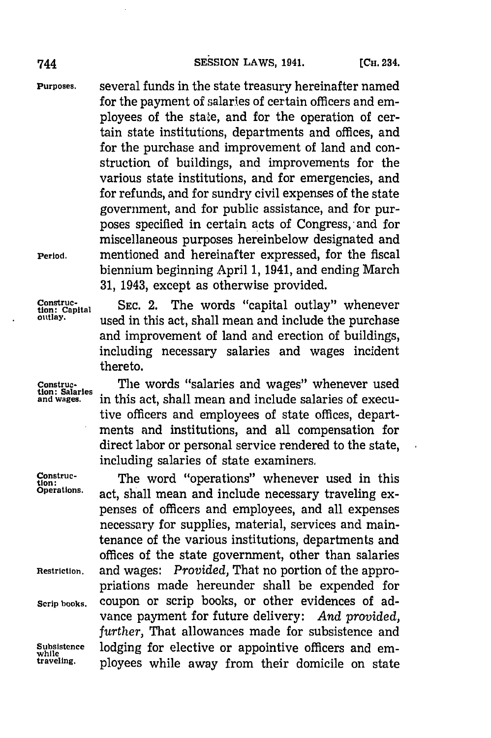several funds in the state treasury hereinafter named for the payment of salaries of certain officers and employees of the state, and for the operation of certain state institutions, departments and offices, and for the purchase and improvement of land and construction of buildings, and improvements for the various state institutions, and for emergencies, and for refunds, and for sundry civil expenses of the state government, and for public assistance, and for purposes specified in certain acts of Congress, and for miscellaneous purposes hereinbelow designated and mentioned and hereinafter expressed, for the fiscal biennium beginning April 1, 1941, and ending March 31, 1943, except as otherwise provided.

SEC. 2. The words "capital outlay" whenever used in this act, shall mean and include the purchase and improvement of land and erection of buildings, including necessary salaries and wages incident thereto.

The words "salaries and wages" whenever used in this act, shall mean and include salaries of executive officers and employees of state offices, departments and institutions, and all compensation for direct labor or personal service rendered to the state, including salaries of state examiners.

The word "operations" whenever used in this act, shall mean and include necessary traveling expenses of officers and employees, and all expenses necessary for supplies, material, services and maintenance of the various institutions, departments and offices of the state government, other than salaries and wages: *Provided,* That no portion of the appropriations made hereunder shall be expended for coupon or scrip books, or other evidences of advance payment for future delivery: *And provided, further,* That allowances made for subsistence and lodging for elective or appointive officers and employees while away from their domicile on state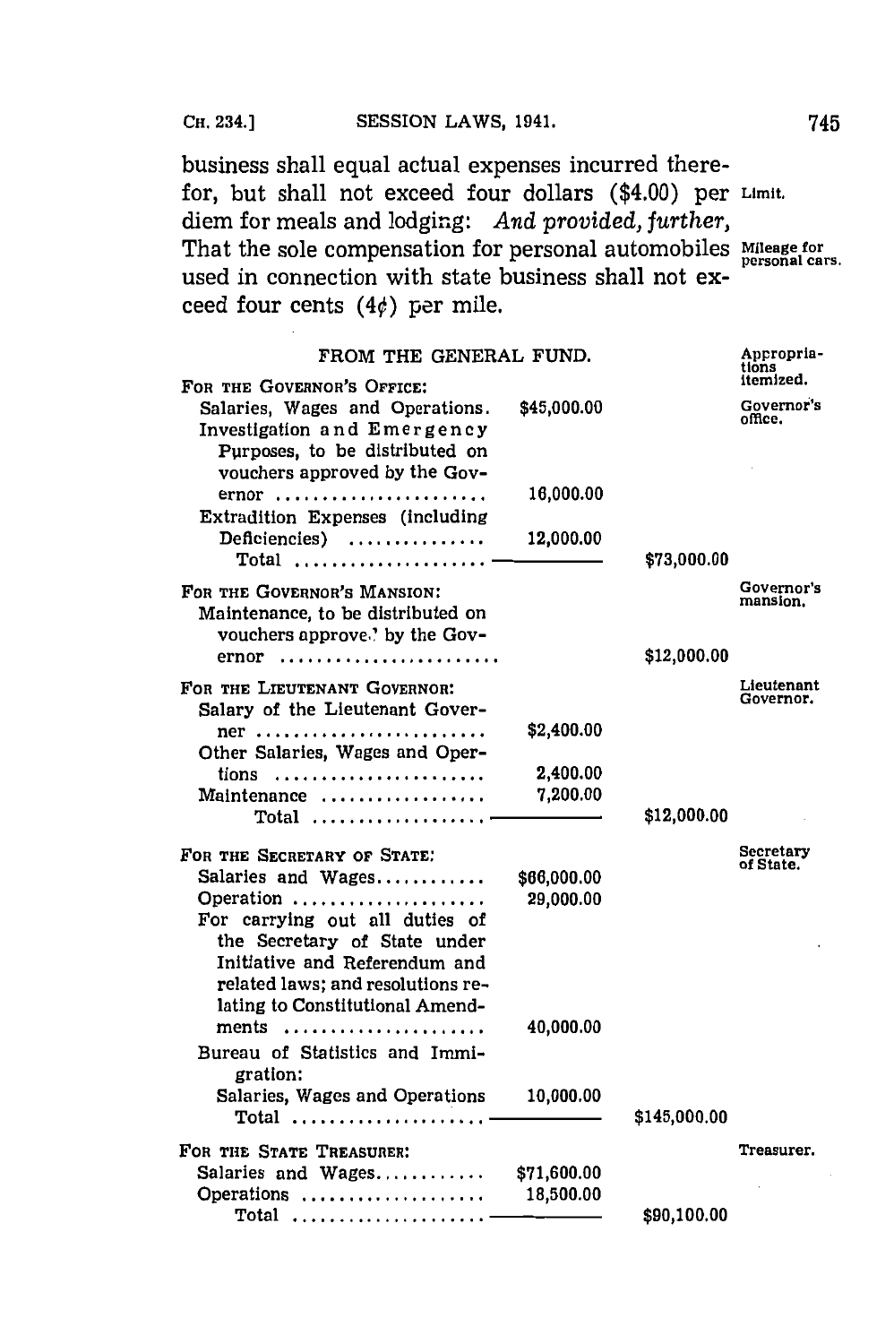business shall equal actual expenses incurred therefor, but shall not exceed four dollars ($4.00) per diem for meals and lodging: *And provided, further,* That the sole compensation for personal automobiles used in connection with state business shall not exceed four cents (4¢) per mile.

Limit.

Mileage for personal cars.

FROM THE GENERAL FUND.

Appropriations itemized.

| Item | | | |
|---|---|---|---|
| **FOR THE GOVERNOR'S OFFICE:** | | | Governor's office. |
| Salaries, Wages and Operations. | $45,000.00 | | |
| Investigation and Emergency Purposes, to be distributed on vouchers approved by the Governor | 16,000.00 | | |
| Extradition Expenses (including Deficiencies) | 12,000.00 | | |
| Total | | $73,000.00 | |
| **FOR THE GOVERNOR'S MANSION:** | | | Governor's mansion. |
| Maintenance, to be distributed on vouchers approved by the Governor | | $12,000.00 | |
| **FOR THE LIEUTENANT GOVERNOR:** | | | Lieutenant Governor. |
| Salary of the Lieutenant Governer | $2,400.00 | | |
| Other Salaries, Wages and Opertions | 2,400.00 | | |
| Maintenance | 7,200.00 | | |
| Total | | $12,000.00 | |
| **FOR THE SECRETARY OF STATE:** | | | Secretary of State. |
| Salaries and Wages | $66,000.00 | | |
| Operation | 29,000.00 | | |
| For carrying out all duties of the Secretary of State under Initiative and Referendum and related laws; and resolutions relating to Constitutional Amendments | 40,000.00 | | |
| Bureau of Statistics and Immigration: | | | |
| Salaries, Wages and Operations | 10,000.00 | | |
| Total | | $145,000.00 | |
| **FOR THE STATE TREASURER:** | | | Treasurer. |
| Salaries and Wages | $71,600.00 | | |
| Operations | 18,500.00 | | |
| Total | | $90,100.00 | |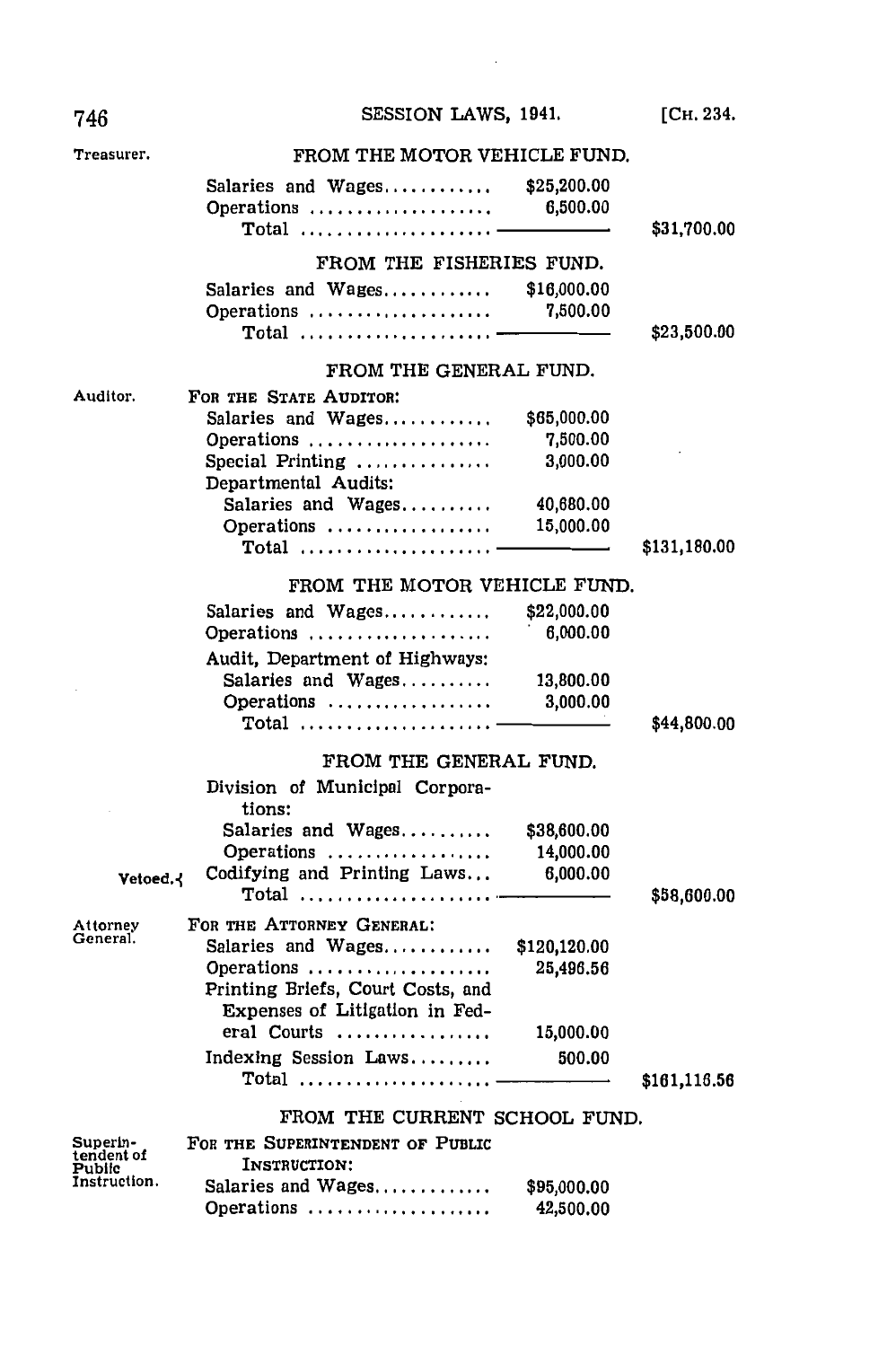Treasurer.

FROM THE MOTOR VEHICLE FUND.

| | | |
|---|---|---|
| Salaries and Wages | $25,200.00 | |
| Operations | 6,500.00 | |
| Total | | $31,700.00 |

FROM THE FISHERIES FUND.

| | | |
|---|---|---|
| Salaries and Wages | $16,000.00 | |
| Operations | 7,500.00 | |
| Total | | $23,500.00 |

FROM THE GENERAL FUND.

Auditor.

| | | |
|---|---|---|
| FOR THE STATE AUDITOR: | | |
| Salaries and Wages | $65,000.00 | |
| Operations | 7,500.00 | |
| Special Printing | 3,000.00 | |
| Departmental Audits: | | |
| Salaries and Wages | 40,680.00 | |
| Operations | 15,000.00 | |
| Total | | $131,180.00 |

FROM THE MOTOR VEHICLE FUND.

| | | |
|---|---|---|
| Salaries and Wages | $22,000.00 | |
| Operations | 6,000.00 | |
| Audit, Department of Highways: | | |
| Salaries and Wages | 13,800.00 | |
| Operations | 3,000.00 | |
| Total | | $44,800.00 |

FROM THE GENERAL FUND.

| | | |
|---|---|---|
| Division of Municipal Corporations: | | |
| Salaries and Wages | $38,600.00 | |
| Operations | 14,000.00 | |
| Codifying and Printing Laws (Vetoed.) | 6,000.00 | |
| Total | | $58,600.00 |

Attorney General.

| | | |
|---|---|---|
| FOR THE ATTORNEY GENERAL: | | |
| Salaries and Wages | $120,120.00 | |
| Operations | 25,496.56 | |
| Printing Briefs, Court Costs, and Expenses of Litigation in Federal Courts | 15,000.00 | |
| Indexing Session Laws | 500.00 | |
| Total | | $161,116.56 |

FROM THE CURRENT SCHOOL FUND.

Superintendent of Public Instruction.

| | | |
|---|---|---|
| FOR THE SUPERINTENDENT OF PUBLIC INSTRUCTION: | | |
| Salaries and Wages | $95,000.00 | |
| Operations | 42,500.00 | |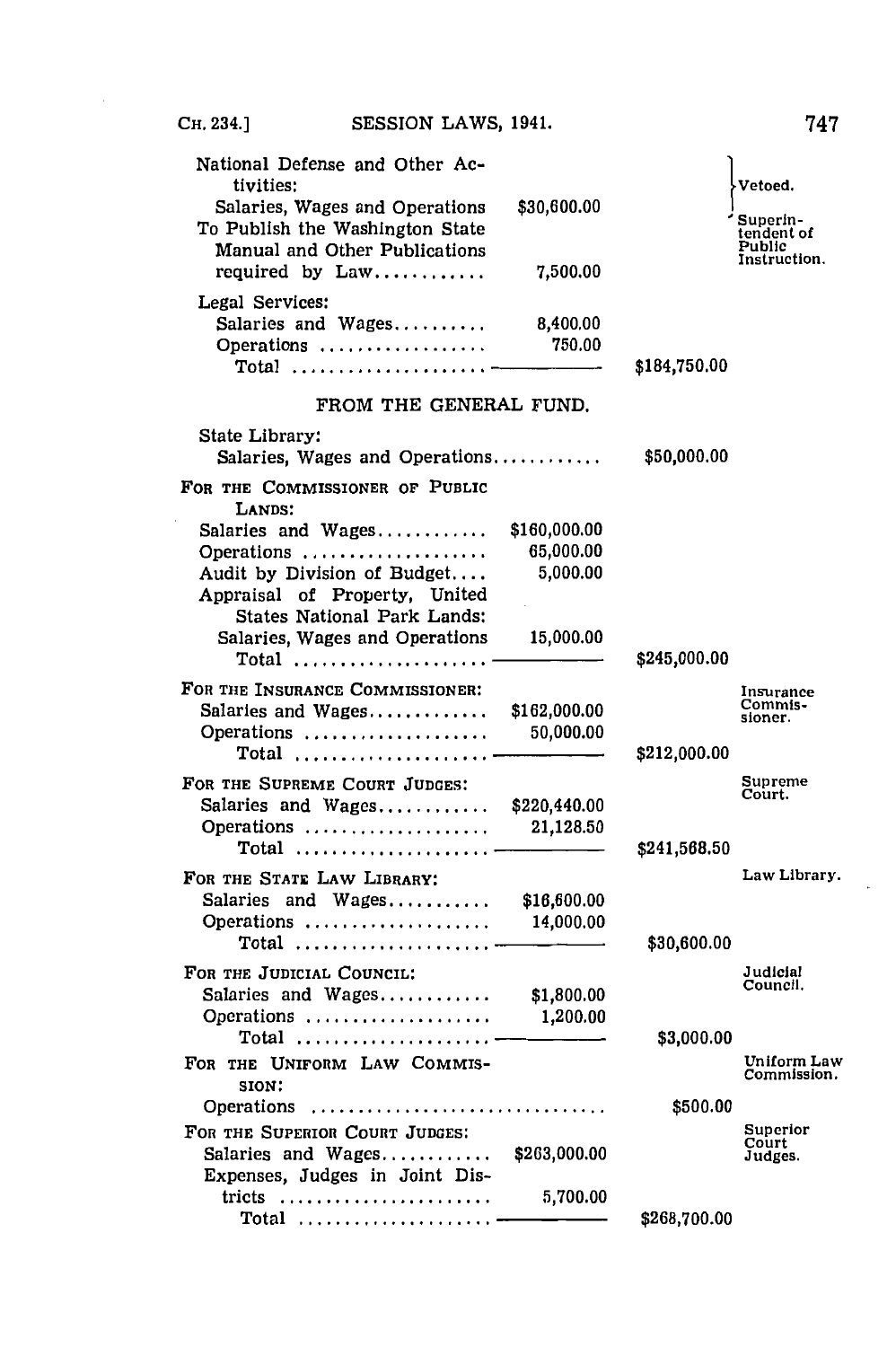National Defense and Other Activities:

| | | | |
|---|---|---|---|
| Salaries, Wages and Operations | $30,600.00 | | Vetoed. |
| To Publish the Washington State Manual and Other Publications required by Law | 7,500.00 | | Superintendent of Public Instruction. |
| **Legal Services:** | | | |
| Salaries and Wages | 8,400.00 | | |
| Operations | 750.00 | | |
| Total | | $184,750.00 | |

FROM THE GENERAL FUND.

| | | | |
|---|---|---|---|
| **State Library:** | | | |
| Salaries, Wages and Operations | | $50,000.00 | |
| **For the Commissioner of Public Lands:** | | | |
| Salaries and Wages | $160,000.00 | | |
| Operations | 65,000.00 | | |
| Audit by Division of Budget | 5,000.00 | | |
| Appraisal of Property, United States National Park Lands: Salaries, Wages and Operations | 15,000.00 | | |
| Total | | $245,000.00 | |
| **For the Insurance Commissioner:** | | | Insurance Commissioner. |
| Salaries and Wages | $162,000.00 | | |
| Operations | 50,000.00 | | |
| Total | | $212,000.00 | |
| **For the Supreme Court Judges:** | | | Supreme Court. |
| Salaries and Wages | $220,440.00 | | |
| Operations | 21,128.50 | | |
| Total | | $241,568.50 | |
| **For the State Law Library:** | | | Law Library. |
| Salaries and Wages | $16,600.00 | | |
| Operations | 14,000.00 | | |
| Total | | $30,600.00 | |
| **For the Judicial Council:** | | | Judicial Council. |
| Salaries and Wages | $1,800.00 | | |
| Operations | 1,200.00 | | |
| Total | | $3,000.00 | |
| **For the Uniform Law Commission:** | | | Uniform Law Commission. |
| Operations | | $500.00 | |
| **For the Superior Court Judges:** | | | Superior Court Judges. |
| Salaries and Wages | $263,000.00 | | |
| Expenses, Judges in Joint Districts | 5,700.00 | | |
| Total | | $268,700.00 | |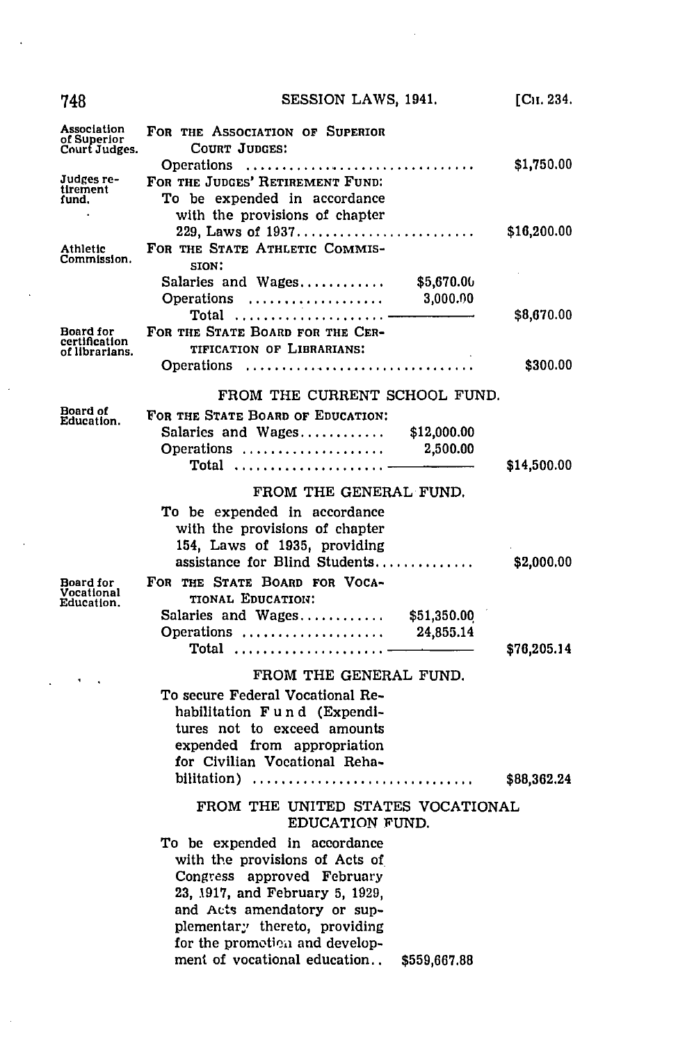| | | | |
|---|---|---|---|
| Association of Superior Court Judges. | FOR THE ASSOCIATION OF SUPERIOR COURT JUDGES: | | |
| | Operations ................................ | | $1,750.00 |
| Judges retirement fund. | FOR THE JUDGES' RETIREMENT FUND: To be expended in accordance with the provisions of chapter 229, Laws of 1937......................... | | $16,200.00 |
| Athletic Commission. | FOR THE STATE ATHLETIC COMMISSION: | | |
| | Salaries and Wages............ | $5,670.00 | |
| | Operations ................... | 3,000.00 | |
| | Total ..................... | | $8,670.00 |
| Board for certification of librarians. | FOR THE STATE BOARD FOR THE CERTIFICATION OF LIBRARIANS: | | |
| | Operations ................................ | | $300.00 |

FROM THE CURRENT SCHOOL FUND.

| | | | |
|---|---|---|---|
| Board of Education. | FOR THE STATE BOARD OF EDUCATION: | | |
| | Salaries and Wages............ | $12,000.00 | |
| | Operations .................... | 2,500.00 | |
| | Total ..................... | | $14,500.00 |

FROM THE GENERAL FUND.

| | | | |
|---|---|---|---|
| | To be expended in accordance with the provisions of chapter 154, Laws of 1935, providing assistance for Blind Students.............. | | $2,000.00 |
| Board for Vocational Education. | FOR THE STATE BOARD FOR VOCATIONAL EDUCATION: | | |
| | Salaries and Wages............ | $51,350.00 | |
| | Operations .................... | 24,855.14 | |
| | Total ..................... | | $76,205.14 |

FROM THE GENERAL FUND.

| | | |
|---|---|---|
| To secure Federal Vocational Rehabilitation Fund (Expenditures not to exceed amounts expended from appropriation for Civilian Vocational Rehabilitation) ............................... | | $88,362.24 |

FROM THE UNITED STATES VOCATIONAL EDUCATION FUND.

| | | |
|---|---|---|
| To be expended in accordance with the provisions of Acts of Congress approved February 23, 1917, and February 5, 1929, and Acts amendatory or supplementary thereto, providing for the promotion and development of vocational education.. | $559,667.88 | |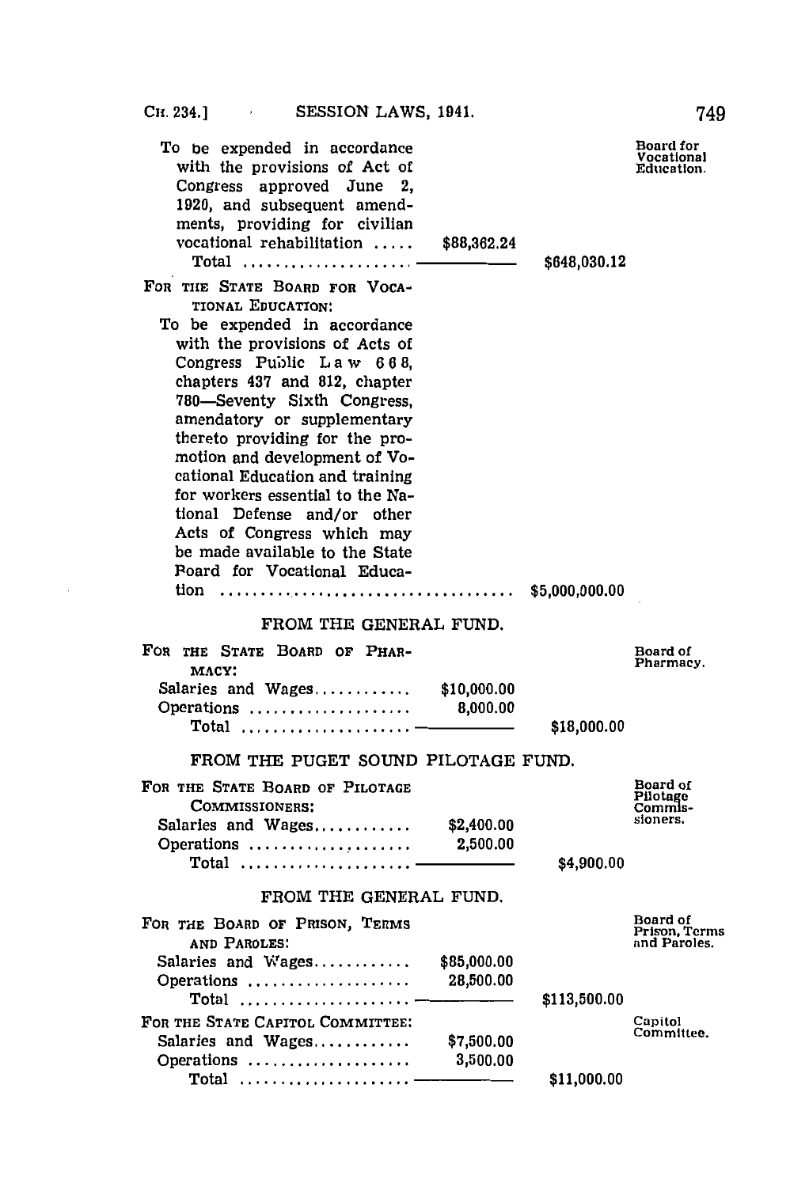To be expended in accordance with the provisions of Act of Congress approved June 2, 1920, and subsequent amendments, providing for civilian vocational rehabilitation ..... $88,362.24

Total ..................... $648,030.12

Board for Vocational Education.

FOR THE STATE BOARD FOR VOCATIONAL EDUCATION:

To be expended in accordance with the provisions of Acts of Congress Public Law 668, chapters 437 and 812, chapter 780—Seventy Sixth Congress, amendatory or supplementary thereto providing for the promotion and development of Vocational Education and training for workers essential to the National Defense and/or other Acts of Congress which may be made available to the State Board for Vocational Education ..................................... $5,000,000.00

## FROM THE GENERAL FUND.

FOR THE STATE BOARD OF PHARMACY: — Board of Pharmacy.

| | | |
|---|---|---|
| Salaries and Wages............ | $10,000.00 | |
| Operations .................... | 8,000.00 | |
| Total ..................... | | $18,000.00 |

## FROM THE PUGET SOUND PILOTAGE FUND.

FOR THE STATE BOARD OF PILOTAGE COMMISSIONERS: — Board of Pilotage Commissioners.

| | | |
|---|---|---|
| Salaries and Wages............ | $2,400.00 | |
| Operations .................... | 2,500.00 | |
| Total ..................... | | $4,900.00 |

## FROM THE GENERAL FUND.

FOR THE BOARD OF PRISON, TERMS AND PAROLES: — Board of Prison, Terms and Paroles.

| | | |
|---|---|---|
| Salaries and Wages............ | $85,000.00 | |
| Operations .................... | 28,500.00 | |
| Total ..................... | | $113,500.00 |

FOR THE STATE CAPITOL COMMITTEE: — Capitol Committee.

| | | |
|---|---|---|
| Salaries and Wages............ | $7,500.00 | |
| Operations .................... | 3,500.00 | |
| Total ..................... | | $11,000.00 |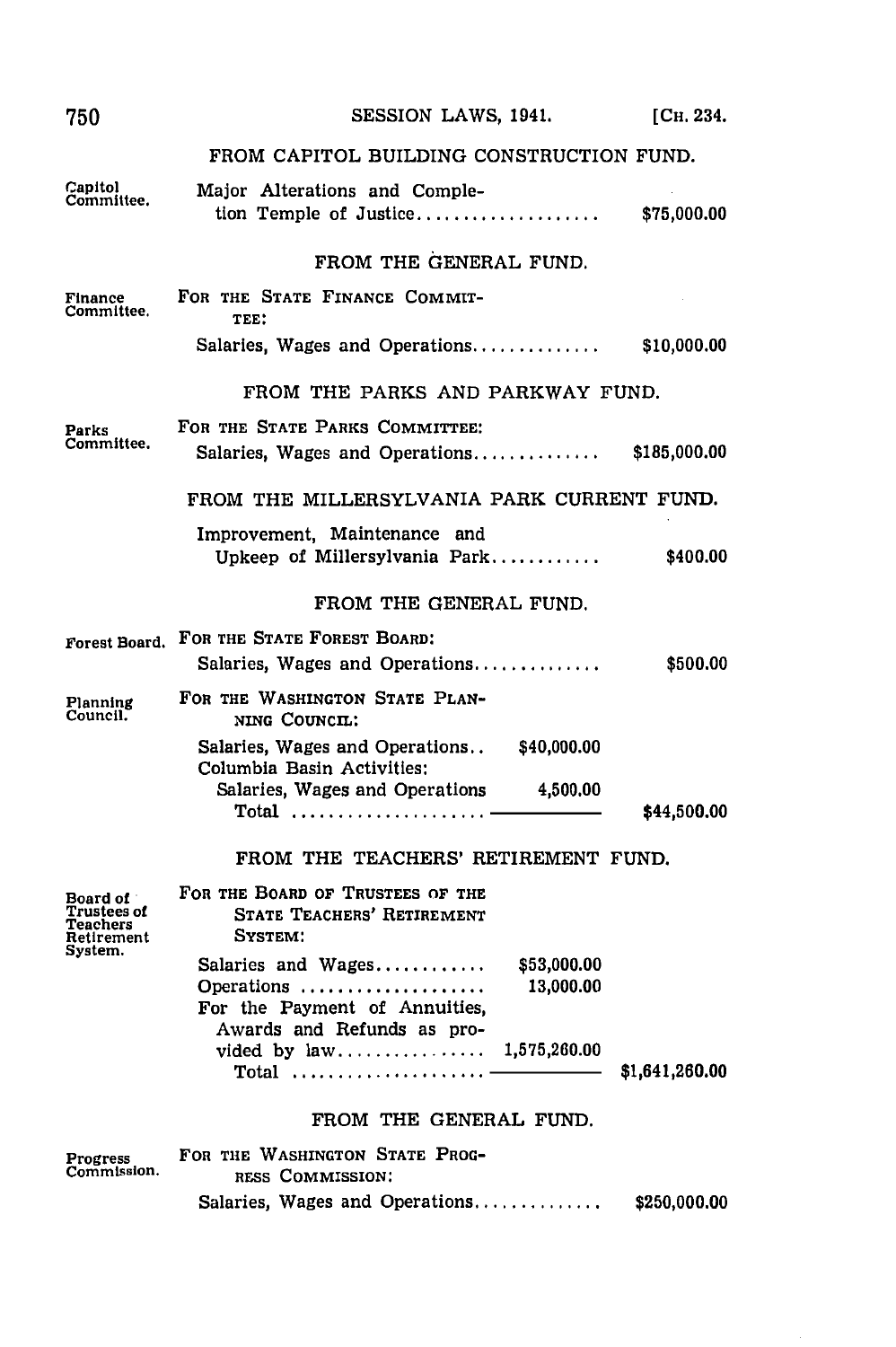FROM CAPITOL BUILDING CONSTRUCTION FUND.

Capitol Committee.

Major Alterations and Completion Temple of Justice.................... $75,000.00

FROM THE GENERAL FUND.

Finance Committee.

FOR THE STATE FINANCE COMMITTEE:

Salaries, Wages and Operations.............. $10,000.00

FROM THE PARKS AND PARKWAY FUND.

Parks Committee.

FOR THE STATE PARKS COMMITTEE:

Salaries, Wages and Operations.............. $185,000.00

FROM THE MILLERSYLVANIA PARK CURRENT FUND.

Improvement, Maintenance and Upkeep of Millersylvania Park............ $400.00

FROM THE GENERAL FUND.

Forest Board.

FOR THE STATE FOREST BOARD:

Salaries, Wages and Operations.............. $500.00

Planning Council.

FOR THE WASHINGTON STATE PLANNING COUNCIL:

| | | |
|---|---|---|
| Salaries, Wages and Operations.. | $40,000.00 | |
| Columbia Basin Activities: | | |
| Salaries, Wages and Operations | 4,500.00 | |
| Total ..................... | | $44,500.00 |

FROM THE TEACHERS' RETIREMENT FUND.

Board of Trustees of Teachers Retirement System.

FOR THE BOARD OF TRUSTEES OF THE STATE TEACHERS' RETIREMENT SYSTEM:

| | | |
|---|---|---|
| Salaries and Wages............ | $53,000.00 | |
| Operations .................... | 13,000.00 | |
| For the Payment of Annuities, Awards and Refunds as provided by law................ | 1,575,260.00 | |
| Total ..................... | | $1,641,260.00 |

FROM THE GENERAL FUND.

Progress Commission.

FOR THE WASHINGTON STATE PROGRESS COMMISSION:

Salaries, Wages and Operations.............. $250,000.00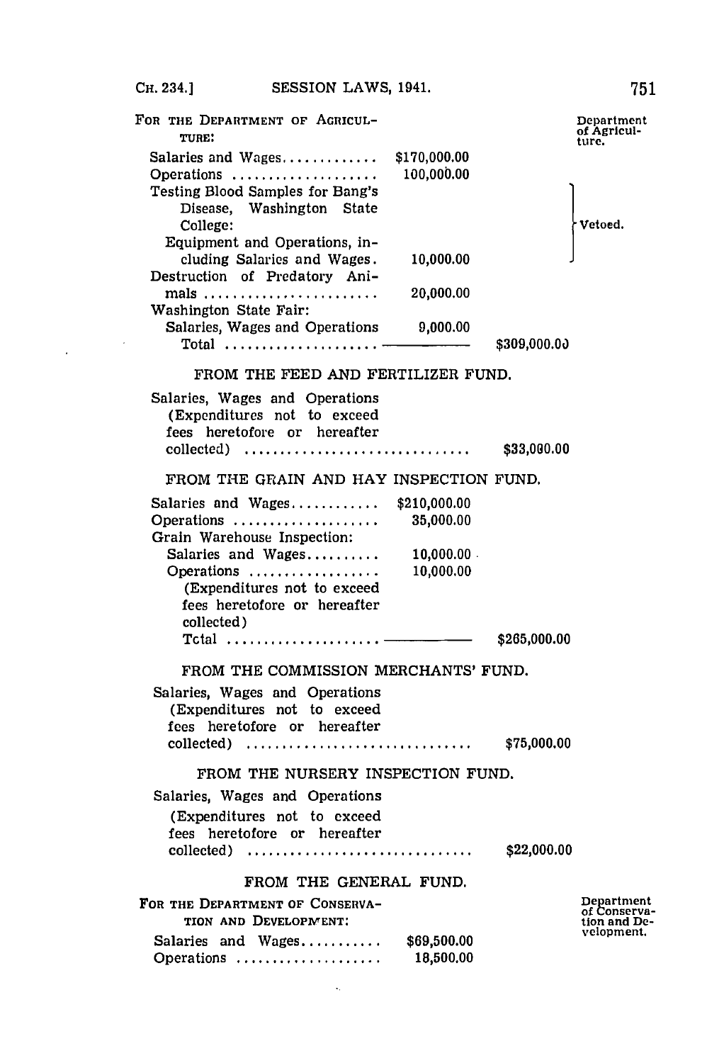FOR THE DEPARTMENT OF AGRICULTURE: *Department of Agriculture.*

| | | |
|---|---|---|
| Salaries and Wages | $170,000.00 | |
| Operations | 100,000.00 | |
| Testing Blood Samples for Bang's Disease, Washington State College: | | |
| Equipment and Operations, including Salaries and Wages. | 10,000.00 | Vetoed. |
| Destruction of Predatory Animals | 20,000.00 | |
| Washington State Fair: | | |
| Salaries, Wages and Operations | 9,000.00 | |
| Total | | $309,000.00 |

FROM THE FEED AND FERTILIZER FUND.

| | |
|---|---|
| Salaries, Wages and Operations (Expenditures not to exceed fees heretofore or hereafter collected) | $33,000.00 |

FROM THE GRAIN AND HAY INSPECTION FUND.

| | | |
|---|---|---|
| Salaries and Wages | $210,000.00 | |
| Operations | 35,000.00 | |
| Grain Warehouse Inspection: | | |
| Salaries and Wages | 10,000.00 | |
| Operations | 10,000.00 | |
| (Expenditures not to exceed fees heretofore or hereafter collected) | | |
| Total | | $265,000.00 |

FROM THE COMMISSION MERCHANTS' FUND.

| | |
|---|---|
| Salaries, Wages and Operations (Expenditures not to exceed fees heretofore or hereafter collected) | $75,000.00 |

FROM THE NURSERY INSPECTION FUND.

| | |
|---|---|
| Salaries, Wages and Operations (Expenditures not to exceed fees heretofore or hereafter collected) | $22,000.00 |

FROM THE GENERAL FUND.

FOR THE DEPARTMENT OF CONSERVATION AND DEVELOPMENT: *Department of Conservation and Development.*

| | |
|---|---|
| Salaries and Wages | $69,500.00 |
| Operations | 18,500.00 |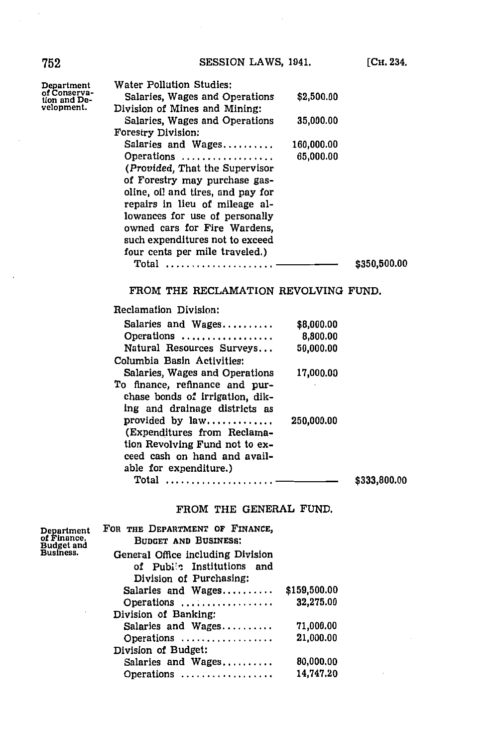Department of Conservation and Development.

| | | |
|---|---|---|
| Water Pollution Studies: | | |
| Salaries, Wages and Operations | $2,500.00 | |
| Division of Mines and Mining: | | |
| Salaries, Wages and Operations | 35,000.00 | |
| Forestry Division: | | |
| Salaries and Wages.......... | 160,000.00 | |
| Operations .................. | 65,000.00 | |
| (*Provided*, That the Supervisor of Forestry may purchase gasoline, oil and tires, and pay for repairs in lieu of mileage allowances for use of personally owned cars for Fire Wardens, such expenditures not to exceed four cents per mile traveled.) | | |
| Total ..................... | | $350,500.00 |

FROM THE RECLAMATION REVOLVING FUND.

| | | |
|---|---|---|
| Reclamation Division: | | |
| Salaries and Wages.......... | $8,000.00 | |
| Operations .................. | 8,800.00 | |
| Natural Resources Surveys... | 50,000.00 | |
| Columbia Basin Activities: | | |
| Salaries, Wages and Operations | 17,000.00 | |
| To finance, refinance and purchase bonds of irrigation, diking and drainage districts as provided by law............ | 250,000.00 | |
| (Expenditures from Reclamation Revolving Fund not to exceed cash on hand and available for expenditure.) | | |
| Total ..................... | | $333,800.00 |

FROM THE GENERAL FUND.

Department of Finance, Budget and Business.

| | | |
|---|---|---|
| FOR THE DEPARTMENT OF FINANCE, BUDGET AND BUSINESS: | | |
| General Office including Division of Public Institutions and Division of Purchasing: | | |
| Salaries and Wages.......... | $159,500.00 | |
| Operations .................. | 32,275.00 | |
| Division of Banking: | | |
| Salaries and Wages.......... | 71,000.00 | |
| Operations .................. | 21,000.00 | |
| Division of Budget: | | |
| Salaries and Wages.......... | 80,000.00 | |
| Operations .................. | 14,747.20 | |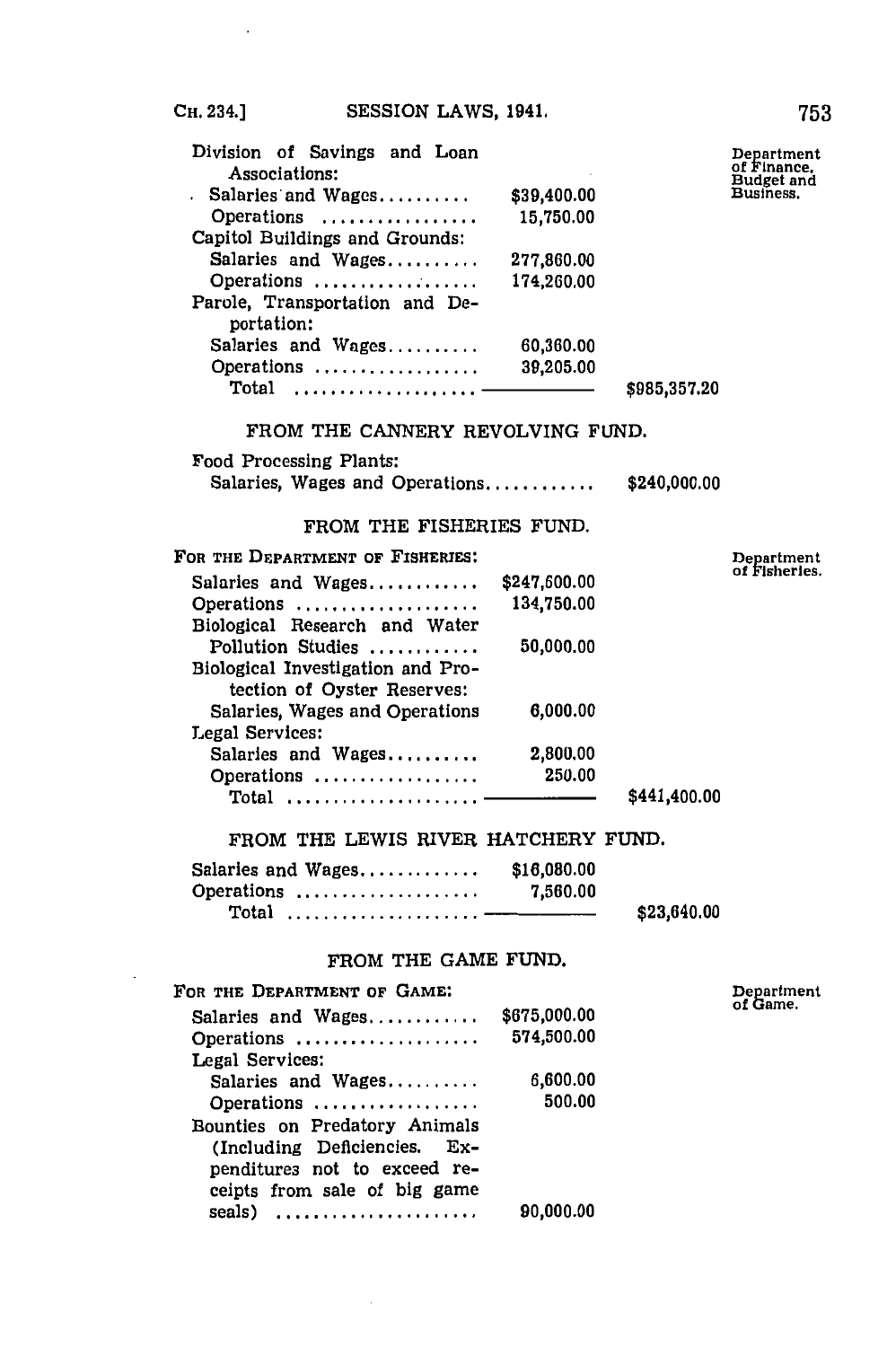| | | | |
|---|---|---|---|
| Division of Savings and Loan Associations: | | | Department of Finance, Budget and Business. |
| Salaries and Wages.......... | $39,400.00 | | |
| Operations ................ | 15,750.00 | | |
| Capitol Buildings and Grounds: | | | |
| Salaries and Wages.......... | 277,860.00 | | |
| Operations ................ | 174,260.00 | | |
| Parole, Transportation and Deportation: | | | |
| Salaries and Wages.......... | 60,360.00 | | |
| Operations ................ | 39,205.00 | | |
| Total .................... | | $985,357.20 | |

FROM THE CANNERY REVOLVING FUND.

| | | |
|---|---|---|
| Food Processing Plants: | | |
| Salaries, Wages and Operations............ | | $240,000.00 |

FROM THE FISHERIES FUND.

| | | | |
|---|---|---|---|
| For the Department of Fisheries: | | | Department of Fisheries. |
| Salaries and Wages............ | $247,600.00 | | |
| Operations .................. | 134,750.00 | | |
| Biological Research and Water Pollution Studies ............ | 50,000.00 | | |
| Biological Investigation and Protection of Oyster Reserves: | | | |
| Salaries, Wages and Operations | 6,000.00 | | |
| Legal Services: | | | |
| Salaries and Wages.......... | 2,800.00 | | |
| Operations ................ | 250.00 | | |
| Total .................... | | $441,400.00 | |

FROM THE LEWIS RIVER HATCHERY FUND.

| | | |
|---|---|---|
| Salaries and Wages............ | $16,080.00 | |
| Operations .................. | 7,560.00 | |
| Total .................... | | $23,640.00 |

FROM THE GAME FUND.

| | | | |
|---|---|---|---|
| For the Department of Game: | | | Department of Game. |
| Salaries and Wages............ | $675,000.00 | | |
| Operations .................. | 574,500.00 | | |
| Legal Services: | | | |
| Salaries and Wages.......... | 6,600.00 | | |
| Operations ................ | 500.00 | | |
| Bounties on Predatory Animals (Including Deficiencies. Expenditures not to exceed receipts from sale of big game seals) .................... | 90,000.00 | | |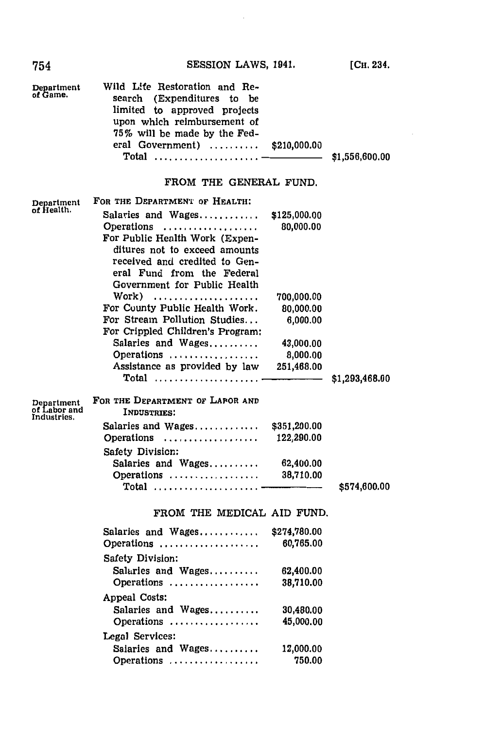| | | | |
|---|---|---|---|
| Department of Game. | Wild Life Restoration and Research (Expenditures to be limited to approved projects upon which reimbursement of 75% will be made by the Federal Government) .......... | $210,000.00 | |
| | Total ..................... | | $1,556,600.00 |

FROM THE GENERAL FUND.

| | | | |
|---|---|---|---|
| Department of Health. | FOR THE DEPARTMENT OF HEALTH: | | |
| | Salaries and Wages............ | $125,000.00 | |
| | Operations ................... | 80,000.00 | |
| | For Public Health Work (Expenditures not to exceed amounts received and credited to General Fund from the Federal Government for Public Health Work) ..................... | 700,000.00 | |
| | For County Public Health Work. | 80,000.00 | |
| | For Stream Pollution Studies... | 6,000.00 | |
| | For Crippled Children's Program: | | |
| | Salaries and Wages.......... | 43,000.00 | |
| | Operations .................. | 8,000.00 | |
| | Assistance as provided by law | 251,468.00 | |
| | Total ..................... | | $1,293,468.00 |
| Department of Labor and Industries. | FOR THE DEPARTMENT OF LABOR AND INDUSTRIES: | | |
| | Salaries and Wages............. | $351,200.00 | |
| | Operations ................... | 122,290.00 | |
| | Safety Division: | | |
| | Salaries and Wages.......... | 62,400.00 | |
| | Operations .................. | 38,710.00 | |
| | Total ..................... | | $574,600.00 |

FROM THE MEDICAL AID FUND.

| | |
|---|---|
| Salaries and Wages............ | $274,780.00 |
| Operations .................... | 60,765.00 |
| Safety Division: | |
| Salaries and Wages.......... | 62,400.00 |
| Operations .................. | 38,710.00 |
| Appeal Costs: | |
| Salaries and Wages.......... | 30,480.00 |
| Operations .................. | 45,000.00 |
| Legal Services: | |
| Salaries and Wages.......... | 12,000.00 |
| Operations .................. | 750.00 |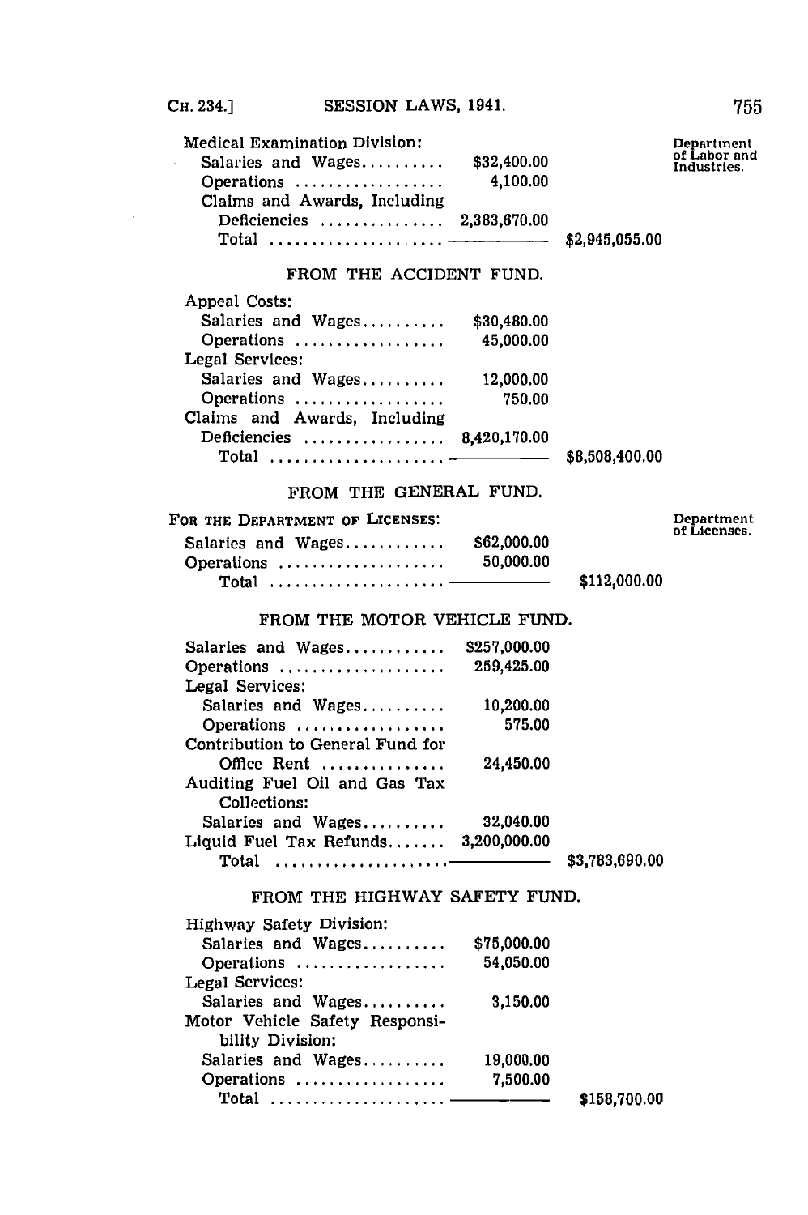| | | | |
|---|---|---|---|
| Medical Examination Division: | | | Department of Labor and Industries. |
| Salaries and Wages.......... | $32,400.00 | | |
| Operations .................. | 4,100.00 | | |
| Claims and Awards, Including Deficiencies ............... | 2,383,670.00 | | |
| Total ..................... | | $2,945,055.00 | |

FROM THE ACCIDENT FUND.

| | | |
|---|---|---|
| Appeal Costs: | | |
| Salaries and Wages.......... | $30,480.00 | |
| Operations .................. | 45,000.00 | |
| Legal Services: | | |
| Salaries and Wages.......... | 12,000.00 | |
| Operations .................. | 750.00 | |
| Claims and Awards, Including Deficiencies ................ | 8,420,170.00 | |
| Total ..................... | | $8,508,400.00 |

FROM THE GENERAL FUND.

| | | | |
|---|---|---|---|
| FOR THE DEPARTMENT OF LICENSES: | | | Department of Licenses. |
| Salaries and Wages............ | $62,000.00 | | |
| Operations .................... | 50,000.00 | | |
| Total ..................... | | $112,000.00 | |

FROM THE MOTOR VEHICLE FUND.

| | | |
|---|---|---|
| Salaries and Wages............ | $257,000.00 | |
| Operations .................... | 259,425.00 | |
| Legal Services: | | |
| Salaries and Wages.......... | 10,200.00 | |
| Operations .................. | 575.00 | |
| Contribution to General Fund for Office Rent .............. | 24,450.00 | |
| Auditing Fuel Oil and Gas Tax Collections: | | |
| Salaries and Wages.......... | 32,040.00 | |
| Liquid Fuel Tax Refunds....... | 3,200,000.00 | |
| Total ..................... | | $3,783,690.00 |

FROM THE HIGHWAY SAFETY FUND.

| | | |
|---|---|---|
| Highway Safety Division: | | |
| Salaries and Wages.......... | $75,000.00 | |
| Operations .................. | 54,050.00 | |
| Legal Services: | | |
| Salaries and Wages.......... | 3,150.00 | |
| Motor Vehicle Safety Responsibility Division: | | |
| Salaries and Wages.......... | 19,000.00 | |
| Operations .................. | 7,500.00 | |
| Total ..................... | | $158,700.00 |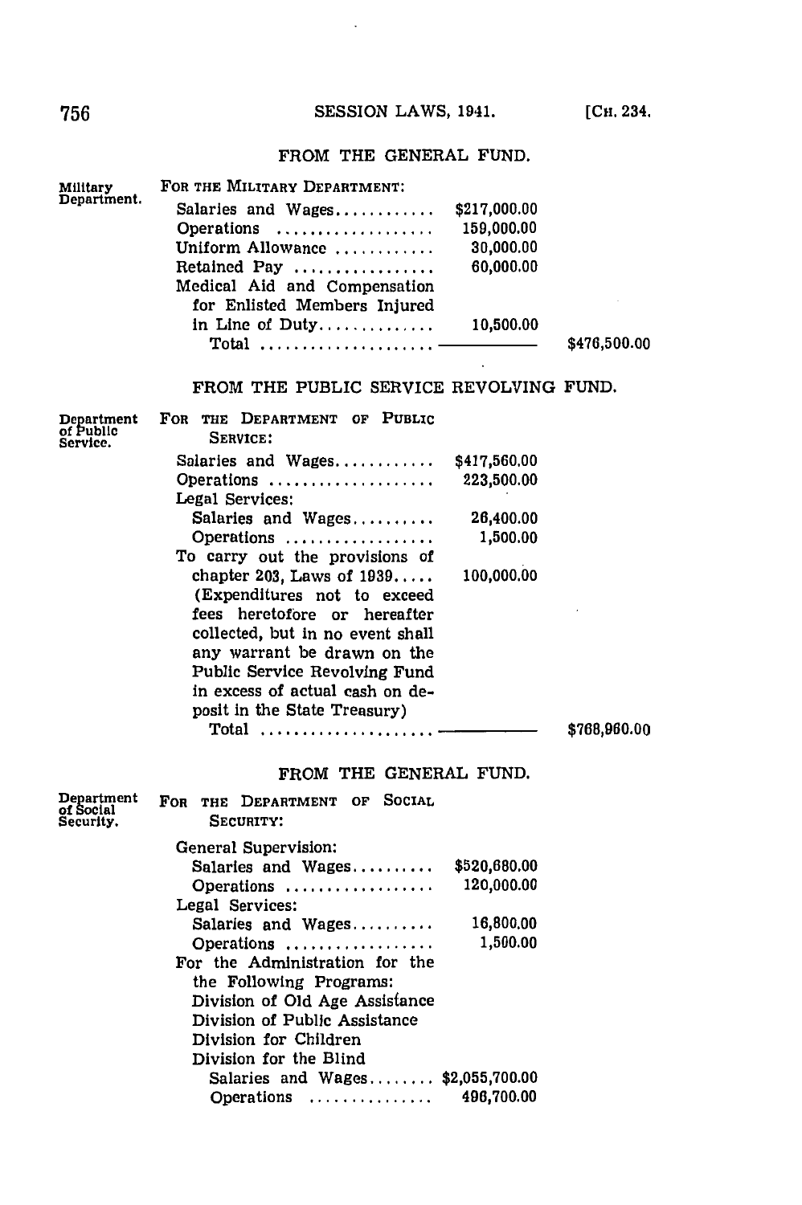FROM THE GENERAL FUND.

| | | | |
|---|---|---|---|
| Military Department. | FOR THE MILITARY DEPARTMENT: | | |
| | Salaries and Wages............ | $217,000.00 | |
| | Operations .................. | 159,000.00 | |
| | Uniform Allowance ............ | 30,000.00 | |
| | Retained Pay ................ | 60,000.00 | |
| | Medical Aid and Compensation for Enlisted Members Injured in Line of Duty.............. | 10,500.00 | |
| | Total .................... | | $476,500.00 |

FROM THE PUBLIC SERVICE REVOLVING FUND.

| | | | |
|---|---|---|---|
| Department of Public Service. | FOR THE DEPARTMENT OF PUBLIC SERVICE: | | |
| | Salaries and Wages............ | $417,560.00 | |
| | Operations .................... | 223,500.00 | |
| | Legal Services: | | |
| | Salaries and Wages.......... | 26,400.00 | |
| | Operations .................. | 1,500.00 | |
| | To carry out the provisions of chapter 203, Laws of 1939..... | 100,000.00 | |
| | (Expenditures not to exceed fees heretofore or hereafter collected, but in no event shall any warrant be drawn on the Public Service Revolving Fund in excess of actual cash on deposit in the State Treasury) | | |
| | Total .................... | | $768,960.00 |

FROM THE GENERAL FUND.

| | | | |
|---|---|---|---|
| Department of Social Security. | FOR THE DEPARTMENT OF SOCIAL SECURITY: | | |
| | General Supervision: | | |
| | Salaries and Wages.......... | $520,680.00 | |
| | Operations .................. | 120,000.00 | |
| | Legal Services: | | |
| | Salaries and Wages.......... | 16,800.00 | |
| | Operations .................. | 1,500.00 | |
| | For the Administration for the the Following Programs: | | |
| | Division of Old Age Assistance | | |
| | Division of Public Assistance | | |
| | Division for Children | | |
| | Division for the Blind | | |
| | Salaries and Wages........ | $2,055,700.00 | |
| | Operations .............. | 496,700.00 | |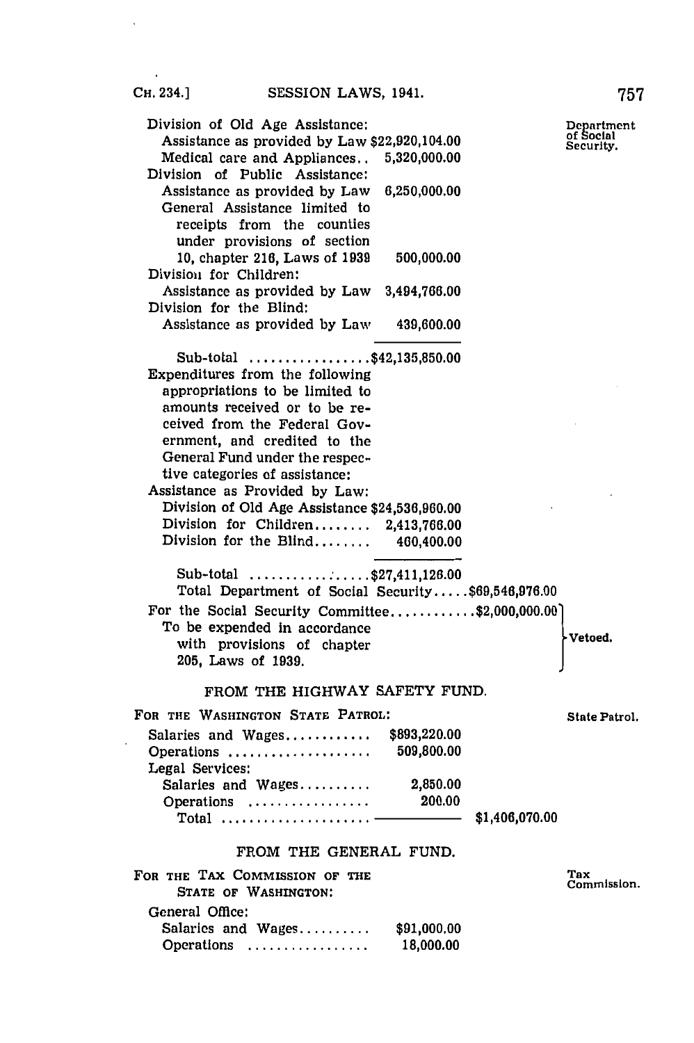Division of Old Age Assistance:
Assistance as provided by Law $22,920,104.00
Medical care and Appliances.. 5,320,000.00
Division of Public Assistance:
Assistance as provided by Law 6,250,000.00
General Assistance limited to receipts from the counties under provisions of section 10, chapter 216, Laws of 1939 500,000.00
Division for Children:
Assistance as provided by Law 3,494,766.00
Division for the Blind:
Assistance as provided by Law 439,600.00

Sub-total .................$42,135,850.00

Expenditures from the following appropriations to be limited to amounts received or to be received from the Federal Government, and credited to the General Fund under the respective categories of assistance:
Assistance as Provided by Law:
Division of Old Age Assistance $24,536,960.00
Division for Children........ 2,413,766.00
Division for the Blind........ 460,400.00

Sub-total .................$27,411,126.00
Total Department of Social Security.....$69,546,976.00

For the Social Security Committee............$2,000,000.00
To be expended in accordance with provisions of chapter 205, Laws of 1939. — Vetoed.

Department of Social Security.

## FROM THE HIGHWAY SAFETY FUND.

FOR THE WASHINGTON STATE PATROL: State Patrol.

| | | |
|---|---|---|
| Salaries and Wages............ | $893,220.00 | |
| Operations .................... | 509,800.00 | |
| Legal Services: | | |
| Salaries and Wages.......... | 2,850.00 | |
| Operations ................ | 200.00 | |
| Total .................... | | $1,406,070.00 |

## FROM THE GENERAL FUND.

FOR THE TAX COMMISSION OF THE STATE OF WASHINGTON: Tax Commission.

| | |
|---|---|
| General Office: | |
| Salaries and Wages.......... | $91,000.00 |
| Operations ................ | 18,000.00 |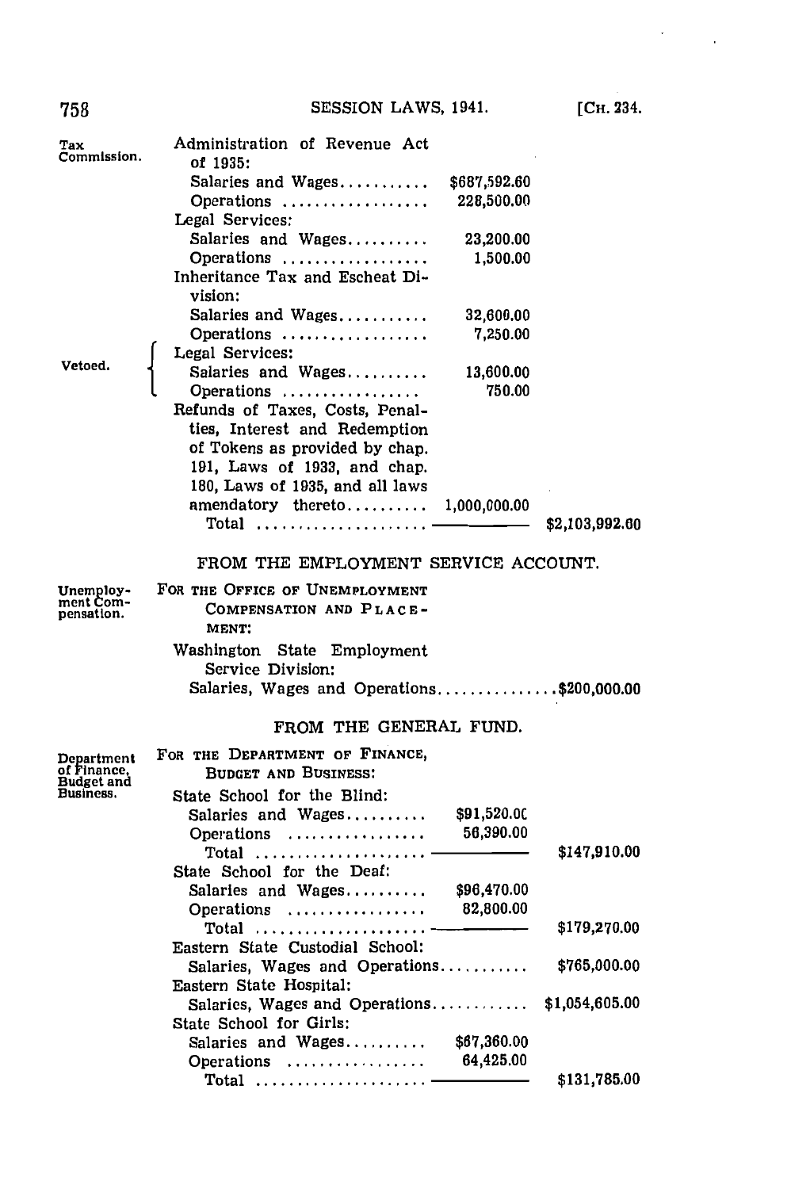Tax Commission.

Administration of Revenue Act of 1935:

| | | |
|---|---|---|
| Salaries and Wages........... | $687,592.60 | |
| Operations .................. | 228,500.00 | |
| Legal Services: | | |
| Salaries and Wages.......... | 23,200.00 | |
| Operations .................. | 1,500.00 | |
| Inheritance Tax and Escheat Division: | | |
| Salaries and Wages........... | 32,600.00 | |
| Operations .................. | 7,250.00 | |
| Legal Services: (Vetoed.) | | |
| Salaries and Wages.......... | 13,600.00 | |
| Operations ................. | 750.00 | |
| Refunds of Taxes, Costs, Penalties, Interest and Redemption of Tokens as provided by chap. 191, Laws of 1933, and chap. 180, Laws of 1935, and all laws amendatory thereto.......... | 1,000,000.00 | |
| Total ..................... | | $2,103,992.60 |

FROM THE EMPLOYMENT SERVICE ACCOUNT.

Unemployment Compensation.

FOR THE OFFICE OF UNEMPLOYMENT COMPENSATION AND PLACEMENT:

Washington State Employment Service Division:

Salaries, Wages and Operations...............$200,000.00

FROM THE GENERAL FUND.

Department of Finance, Budget and Business.

FOR THE DEPARTMENT OF FINANCE, BUDGET AND BUSINESS:

| | | |
|---|---|---|
| State School for the Blind: | | |
| Salaries and Wages.......... | $91,520.00 | |
| Operations ................ | 56,390.00 | |
| Total ..................... | | $147,910.00 |
| State School for the Deaf: | | |
| Salaries and Wages.......... | $96,470.00 | |
| Operations ................ | 82,800.00 | |
| Total ..................... | | $179,270.00 |
| Eastern State Custodial School: | | |
| Salaries, Wages and Operations........... | | $765,000.00 |
| Eastern State Hospital: | | |
| Salaries, Wages and Operations............ | | $1,054,605.00 |
| State School for Girls: | | |
| Salaries and Wages.......... | $67,360.00 | |
| Operations ................ | 64,425.00 | |
| Total ..................... | | $131,785.00 |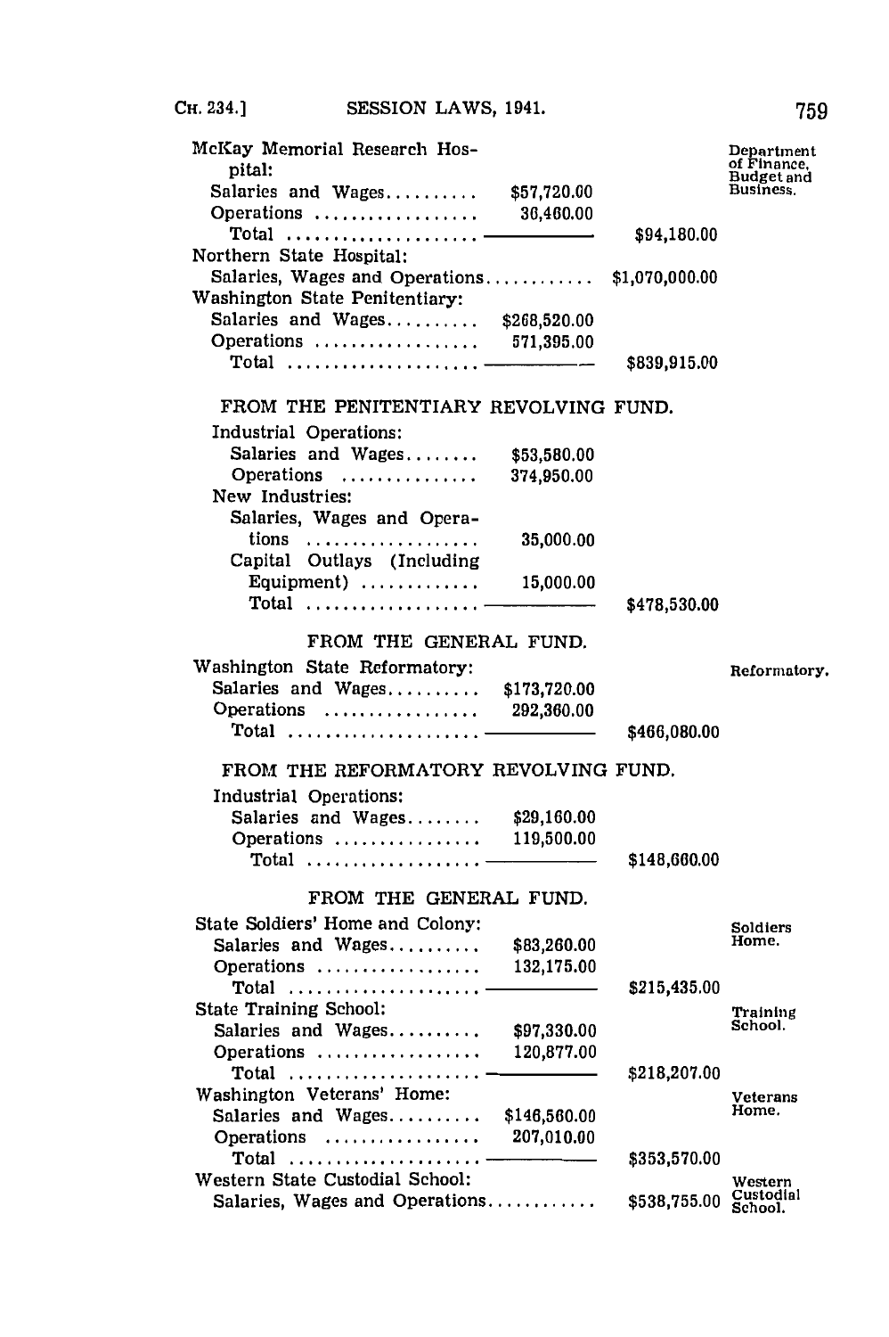| | | | |
|---|---|---|---|
| McKay Memorial Research Hospital: | | | Department of Finance, Budget and Business. |
| Salaries and Wages.......... | $57,720.00 | | |
| Operations .................. | 36,460.00 | | |
| Total ..................... | | $94,180.00 | |
| Northern State Hospital: | | | |
| Salaries, Wages and Operations............ | | $1,070,000.00 | |
| Washington State Penitentiary: | | | |
| Salaries and Wages.......... | $268,520.00 | | |
| Operations .................. | 571,395.00 | | |
| Total ..................... | | $839,915.00 | |

FROM THE PENITENTIARY REVOLVING FUND.

| | | |
|---|---|---|
| Industrial Operations: | | |
| Salaries and Wages........ | $53,580.00 | |
| Operations .............. | 374,950.00 | |
| New Industries: | | |
| Salaries, Wages and Operations .................. | 35,000.00 | |
| Capital Outlays (Including Equipment) ............ | 15,000.00 | |
| Total .................. | | $478,530.00 |

FROM THE GENERAL FUND.

| | | | |
|---|---|---|---|
| Washington State Reformatory: | | | Reformatory. |
| Salaries and Wages.......... | $173,720.00 | | |
| Operations ................. | 292,360.00 | | |
| Total ..................... | | $466,080.00 | |

FROM THE REFORMATORY REVOLVING FUND.

| | | |
|---|---|---|
| Industrial Operations: | | |
| Salaries and Wages........ | $29,160.00 | |
| Operations ............... | 119,500.00 | |
| Total .................. | | $148,660.00 |

FROM THE GENERAL FUND.

| | | | |
|---|---|---|---|
| State Soldiers' Home and Colony: | | | Soldiers Home. |
| Salaries and Wages.......... | $83,260.00 | | |
| Operations .................. | 132,175.00 | | |
| Total ..................... | | $215,435.00 | |
| State Training School: | | | Training School. |
| Salaries and Wages.......... | $97,330.00 | | |
| Operations .................. | 120,877.00 | | |
| Total ..................... | | $218,207.00 | |
| Washington Veterans' Home: | | | Veterans Home. |
| Salaries and Wages.......... | $146,560.00 | | |
| Operations ................. | 207,010.00 | | |
| Total ..................... | | $353,570.00 | |
| Western State Custodial School: | | | Western Custodial School. |
| Salaries, Wages and Operations............ | | $538,755.00 | |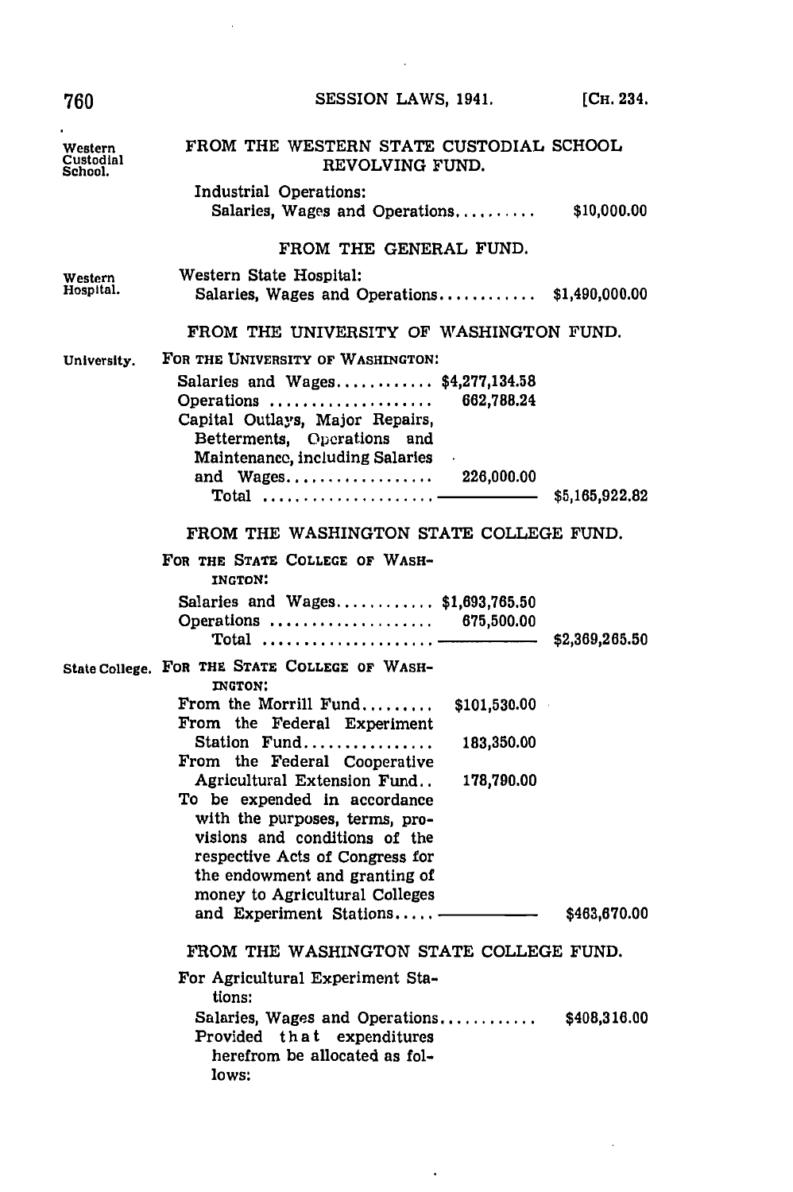FROM THE WESTERN STATE CUSTODIAL SCHOOL REVOLVING FUND.

Western Custodial School.

Industrial Operations:
Salaries, Wages and Operations.......... $10,000.00

FROM THE GENERAL FUND.

Western Hospital.

Western State Hospital:
Salaries, Wages and Operations............ $1,490,000.00

FROM THE UNIVERSITY OF WASHINGTON FUND.

University.

FOR THE UNIVERSITY OF WASHINGTON:

| | | |
|---|---|---|
| Salaries and Wages............ | $4,277,134.58 | |
| Operations .................... | 662,788.24 | |
| Capital Outlays, Major Repairs, Betterments, Operations and Maintenance, including Salaries and Wages.................. | 226,000.00 | |
| Total ..................... | | $5,165,922.82 |

FROM THE WASHINGTON STATE COLLEGE FUND.

FOR THE STATE COLLEGE OF WASHINGTON:

| | | |
|---|---|---|
| Salaries and Wages............ | $1,693,765.50 | |
| Operations .................... | 675,500.00 | |
| Total ..................... | | $2,369,265.50 |

State College.

FOR THE STATE COLLEGE OF WASHINGTON:

| | | |
|---|---|---|
| From the Morrill Fund......... | $101,530.00 | |
| From the Federal Experiment Station Fund................ | 183,350.00 | |
| From the Federal Cooperative Agricultural Extension Fund.. | 178,790.00 | |
| To be expended in accordance with the purposes, terms, provisions and conditions of the respective Acts of Congress for the endowment and granting of money to Agricultural Colleges and Experiment Stations..... | | $463,670.00 |

FROM THE WASHINGTON STATE COLLEGE FUND.

For Agricultural Experiment Stations:
Salaries, Wages and Operations............ $408,316.00
Provided that expenditures herefrom be allocated as follows: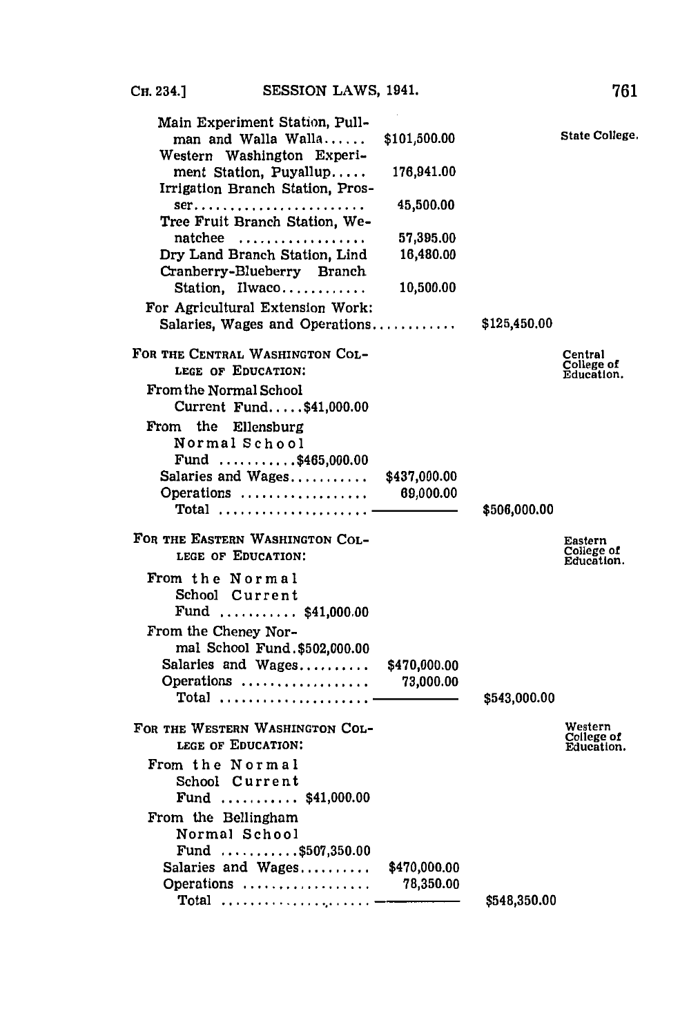| | | | |
|---|---|---|---|
| Main Experiment Station, Pullman and Walla Walla...... | $101,500.00 | | State College. |
| Western Washington Experiment Station, Puyallup..... | 176,941.00 | | |
| Irrigation Branch Station, Prosser........................ | 45,500.00 | | |
| Tree Fruit Branch Station, Wenatchee .................. | 57,395.00 | | |
| Dry Land Branch Station, Lind | 16,480.00 | | |
| Cranberry-Blueberry Branch Station, Ilwaco............ | 10,500.00 | | |
| For Agricultural Extension Work: Salaries, Wages and Operations............ | | $125,450.00 | |

FOR THE CENTRAL WASHINGTON COLLEGE OF EDUCATION: *Central College of Education.*

From the Normal School Current Fund.....$41,000.00

From the Ellensburg Normal School Fund ...........$465,000.00

| | | |
|---|---|---|
| Salaries and Wages........... | $437,000.00 | |
| Operations .................. | 69,000.00 | |
| Total ..................... | | $506,000.00 |

FOR THE EASTERN WASHINGTON COLLEGE OF EDUCATION: *Eastern College of Education.*

From the Normal School Current Fund ........... $41,000.00

From the Cheney Normal School Fund.$502,000.00

| | | |
|---|---|---|
| Salaries and Wages.......... | $470,000.00 | |
| Operations .................. | 73,000.00 | |
| Total ..................... | | $543,000.00 |

FOR THE WESTERN WASHINGTON COLLEGE OF EDUCATION: *Western College of Education.*

From the Normal School Current Fund ........... $41,000.00

From the Bellingham Normal School Fund ...........$507,350.00

| | | |
|---|---|---|
| Salaries and Wages.......... | $470,000.00 | |
| Operations .................. | 78,350.00 | |
| Total ..................... | | $548,350.00 |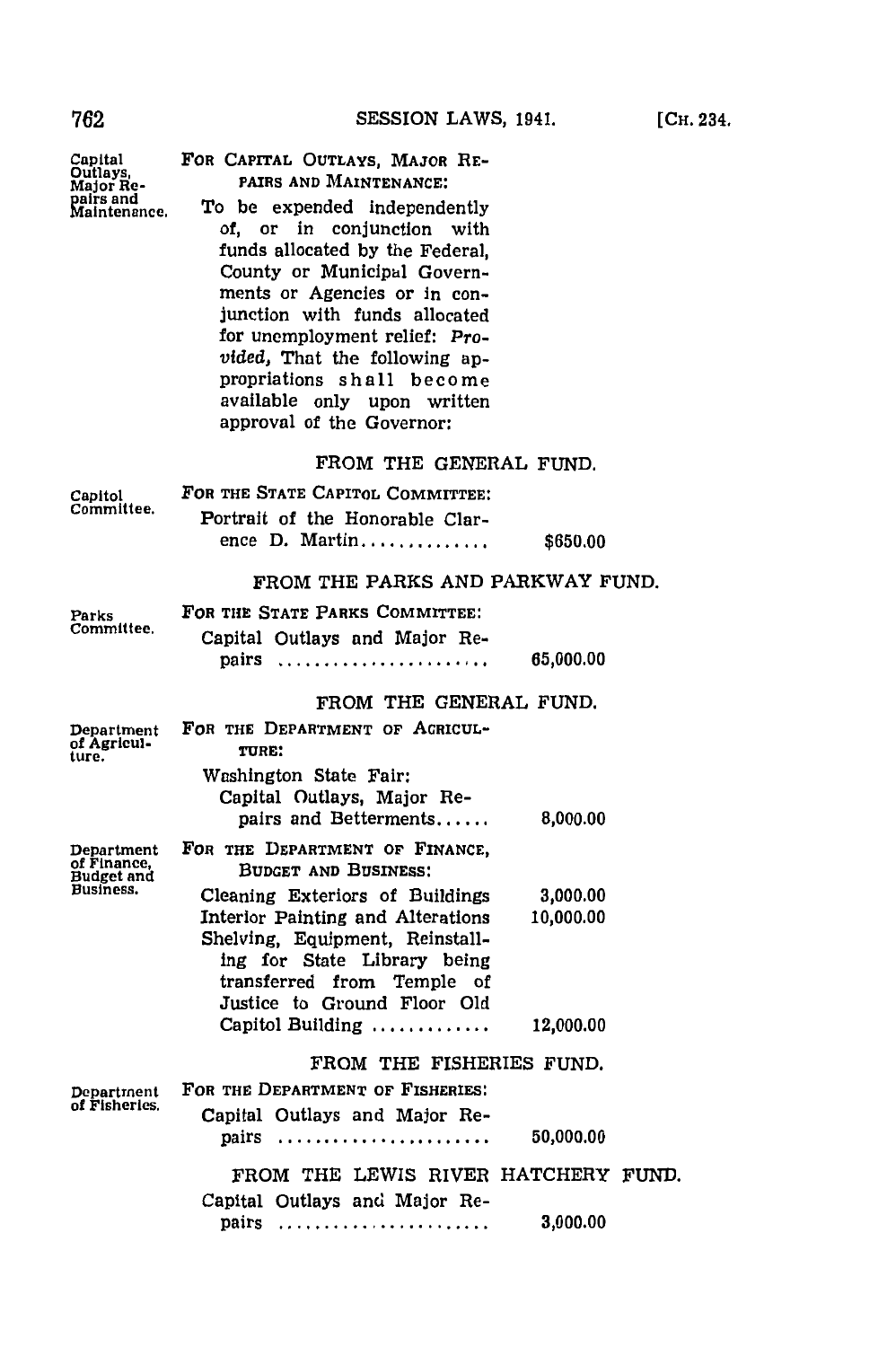**Capital Outlays, Major Repairs and Maintenance.**

FOR CAPITAL OUTLAYS, MAJOR REPAIRS AND MAINTENANCE:

To be expended independently of, or in conjunction with funds allocated by the Federal, County or Municipal Governments or Agencies or in conjunction with funds allocated for unemployment relief: *Provided*, That the following appropriations shall become available only upon written approval of the Governor:

FROM THE GENERAL FUND.

**Capitol Committee.**

FOR THE STATE CAPITOL COMMITTEE:

| | |
|---|---|
| Portrait of the Honorable Clarence D. Martin.............. | $650.00 |

FROM THE PARKS AND PARKWAY FUND.

**Parks Committee.**

FOR THE STATE PARKS COMMITTEE:

| | |
|---|---|
| Capital Outlays and Major Repairs ....................... | 65,000.00 |

FROM THE GENERAL FUND.

**Department of Agriculture.**

FOR THE DEPARTMENT OF AGRICULTURE:

| | |
|---|---|
| Washington State Fair: Capital Outlays, Major Repairs and Betterments...... | 8,000.00 |

**Department of Finance, Budget and Business.**

FOR THE DEPARTMENT OF FINANCE, BUDGET AND BUSINESS:

| | |
|---|---|
| Cleaning Exteriors of Buildings | 3,000.00 |
| Interior Painting and Alterations | 10,000.00 |
| Shelving, Equipment, Reinstalling for State Library being transferred from Temple of Justice to Ground Floor Old Capitol Building ............ | 12,000.00 |

FROM THE FISHERIES FUND.

**Department of Fisheries.**

FOR THE DEPARTMENT OF FISHERIES:

| | |
|---|---|
| Capital Outlays and Major Repairs ....................... | 50,000.00 |

FROM THE LEWIS RIVER HATCHERY FUND.

| | |
|---|---|
| Capital Outlays and Major Repairs ....................... | 3,000.00 |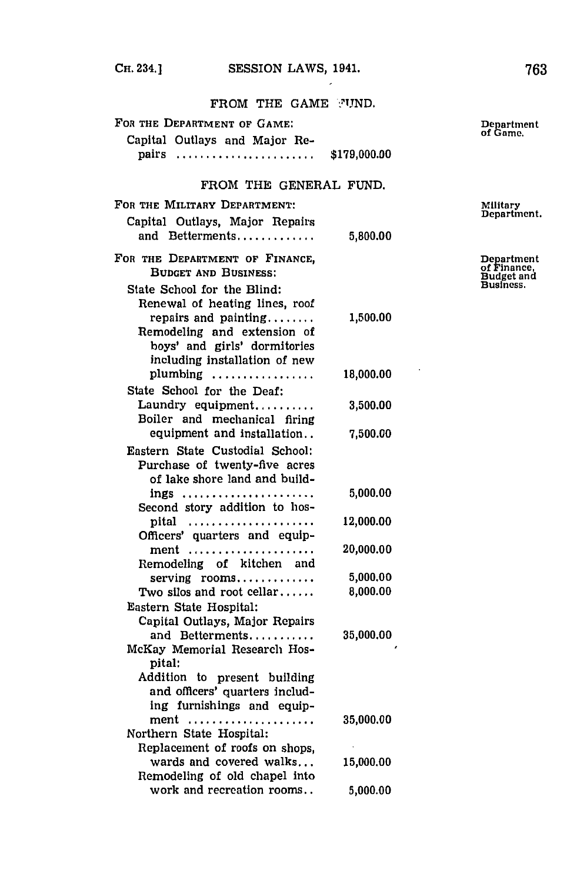FROM THE GAME FUND.

**FOR THE DEPARTMENT OF GAME:**

Capital Outlays and Major Repairs ....................... $179,000.00

Department of Game.

FROM THE GENERAL FUND.

**FOR THE MILITARY DEPARTMENT:**

Capital Outlays, Major Repairs and Betterments............. 5,800.00

Military Department.

**FOR THE DEPARTMENT OF FINANCE, BUDGET AND BUSINESS:**

Department of Finance, Budget and Business.

State School for the Blind:

- Renewal of heating lines, roof repairs and painting........ 1,500.00
- Remodeling and extension of boys' and girls' dormitories including installation of new plumbing ................ 18,000.00

State School for the Deaf:

- Laundry equipment.......... 3,500.00
- Boiler and mechanical firing equipment and installation.. 7,500.00

Eastern State Custodial School:

- Purchase of twenty-five acres of lake shore land and buildings ...................... 5,000.00
- Second story addition to hospital ..................... 12,000.00
- Officers' quarters and equipment ..................... 20,000.00
- Remodeling of kitchen and serving rooms............ 5,000.00
- Two silos and root cellar...... 8,000.00

Eastern State Hospital:

- Capital Outlays, Major Repairs and Betterments........... 35,000.00

McKay Memorial Research Hospital:

- Addition to present building and officers' quarters including furnishings and equipment .................... 35,000.00

Northern State Hospital:

- Replacement of roofs on shops, wards and covered walks... 15,000.00
- Remodeling of old chapel into work and recreation rooms.. 5,000.00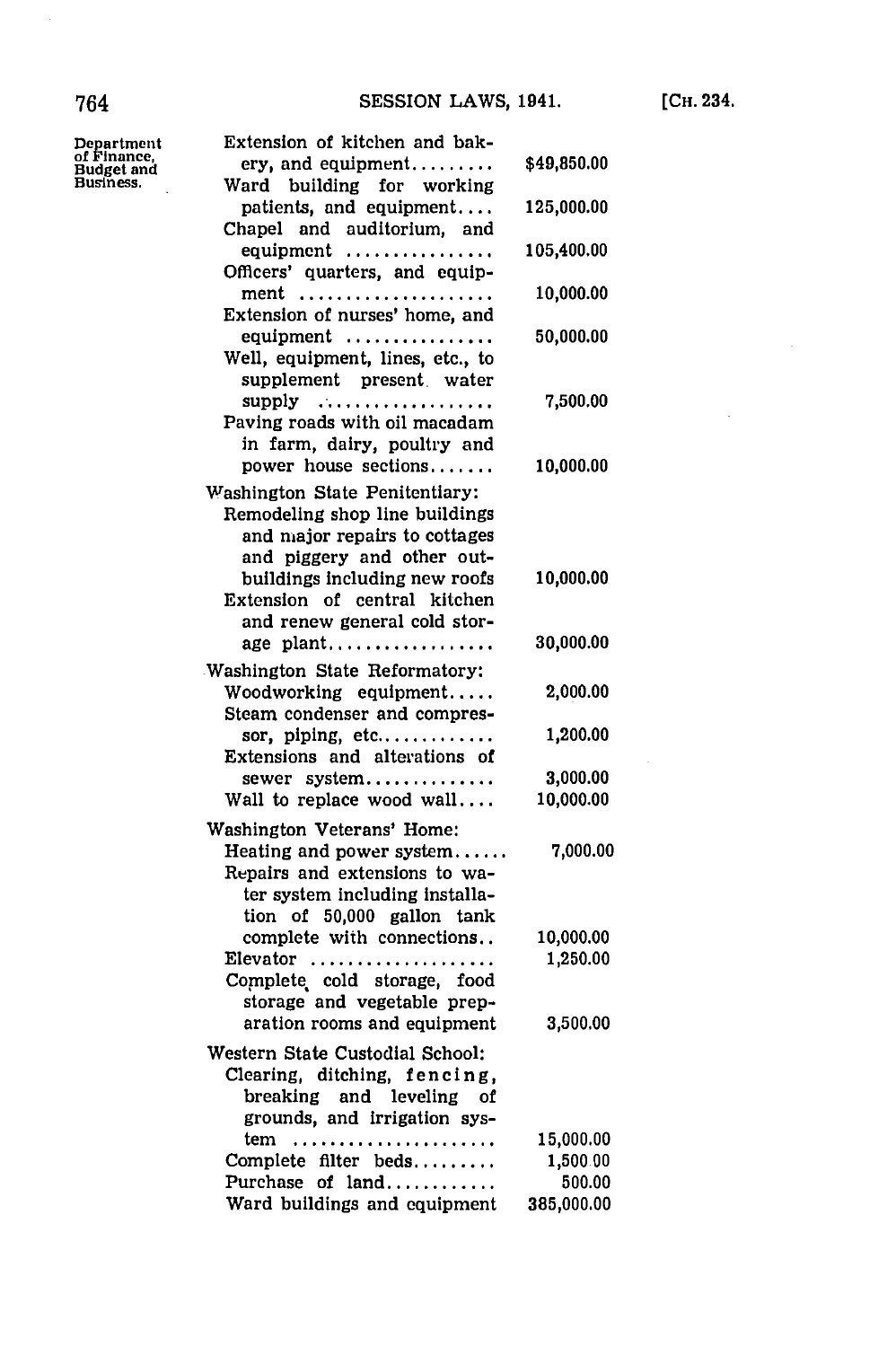Department of Finance, Budget and Business.

| Item | Amount |
|---|---|
| Extension of kitchen and bakery, and equipment......... | $49,850.00 |
| Ward building for working patients, and equipment.... | 125,000.00 |
| Chapel and auditorium, and equipment ................ | 105,400.00 |
| Officers' quarters, and equipment ..................... | 10,000.00 |
| Extension of nurses' home, and equipment ................ | 50,000.00 |
| Well, equipment, lines, etc., to supplement present water supply .................. | 7,500.00 |
| Paving roads with oil macadam in farm, dairy, poultry and power house sections....... | 10,000.00 |
| **Washington State Penitentiary:** | |
| Remodeling shop line buildings and major repairs to cottages and piggery and other outbuildings including new roofs | 10,000.00 |
| Extension of central kitchen and renew general cold storage plant.................. | 30,000.00 |
| **Washington State Reformatory:** | |
| Woodworking equipment..... | 2,000.00 |
| Steam condenser and compressor, piping, etc............ | 1,200.00 |
| Extensions and alterations of sewer system.............. | 3,000.00 |
| Wall to replace wood wall.... | 10,000.00 |
| **Washington Veterans' Home:** | |
| Heating and power system...... | 7,000.00 |
| Repairs and extensions to water system including installation of 50,000 gallon tank complete with connections.. | 10,000.00 |
| Elevator .................... | 1,250.00 |
| Complete cold storage, food storage and vegetable preparation rooms and equipment | 3,500.00 |
| **Western State Custodial School:** | |
| Clearing, ditching, fencing, breaking and leveling of grounds, and irrigation system ...................... | 15,000.00 |
| Complete filter beds......... | 1,500.00 |
| Purchase of land........... | 500.00 |
| Ward buildings and equipment | 385,000.00 |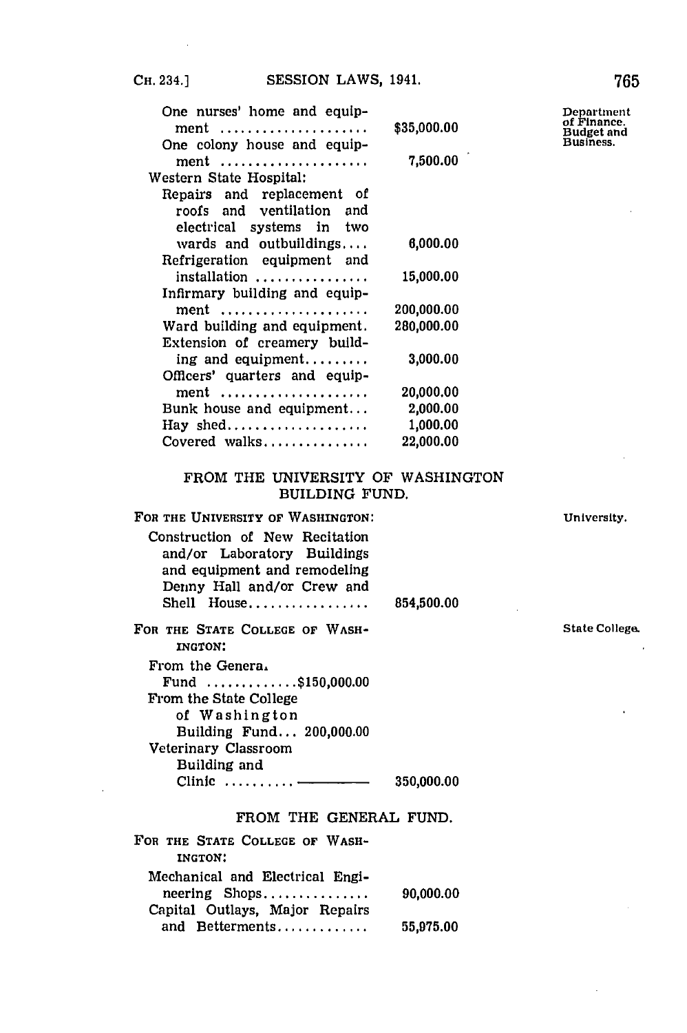| | | |
|---|---|---|
| One nurses' home and equipment .................... | $35,000.00 | Department of Finance. Budget and Business. |
| One colony house and equipment .................... | 7,500.00 | |
| Western State Hospital: | | |
| Repairs and replacement of roofs and ventilation and electrical systems in two wards and outbuildings.... | 6,000.00 | |
| Refrigeration equipment and installation ............... | 15,000.00 | |
| Infirmary building and equipment .................... | 200,000.00 | |
| Ward building and equipment. | 280,000.00 | |
| Extension of creamery building and equipment......... | 3,000.00 | |
| Officers' quarters and equipment .................... | 20,000.00 | |
| Bunk house and equipment... | 2,000.00 | |
| Hay shed.................... | 1,000.00 | |
| Covered walks............... | 22,000.00 | |

FROM THE UNIVERSITY OF WASHINGTON BUILDING FUND.

| | | |
|---|---|---|
| FOR THE UNIVERSITY OF WASHINGTON: | | University. |
| Construction of New Recitation and/or Laboratory Buildings and equipment and remodeling Denny Hall and/or Crew and Shell House................. | 854,500.00 | |
| FOR THE STATE COLLEGE OF WASHINGTON: | | State College. |
| From the General Fund .............$150,000.00 | | |
| From the State College of Washington Building Fund... 200,000.00 | | |
| Veterinary Classroom Building and Clinic .......... ———— | 350,000.00 | |

FROM THE GENERAL FUND.

| | |
|---|---|
| FOR THE STATE COLLEGE OF WASHINGTON: | |
| Mechanical and Electrical Engineering Shops.............. | 90,000.00 |
| Capital Outlays, Major Repairs and Betterments............ | 55,975.00 |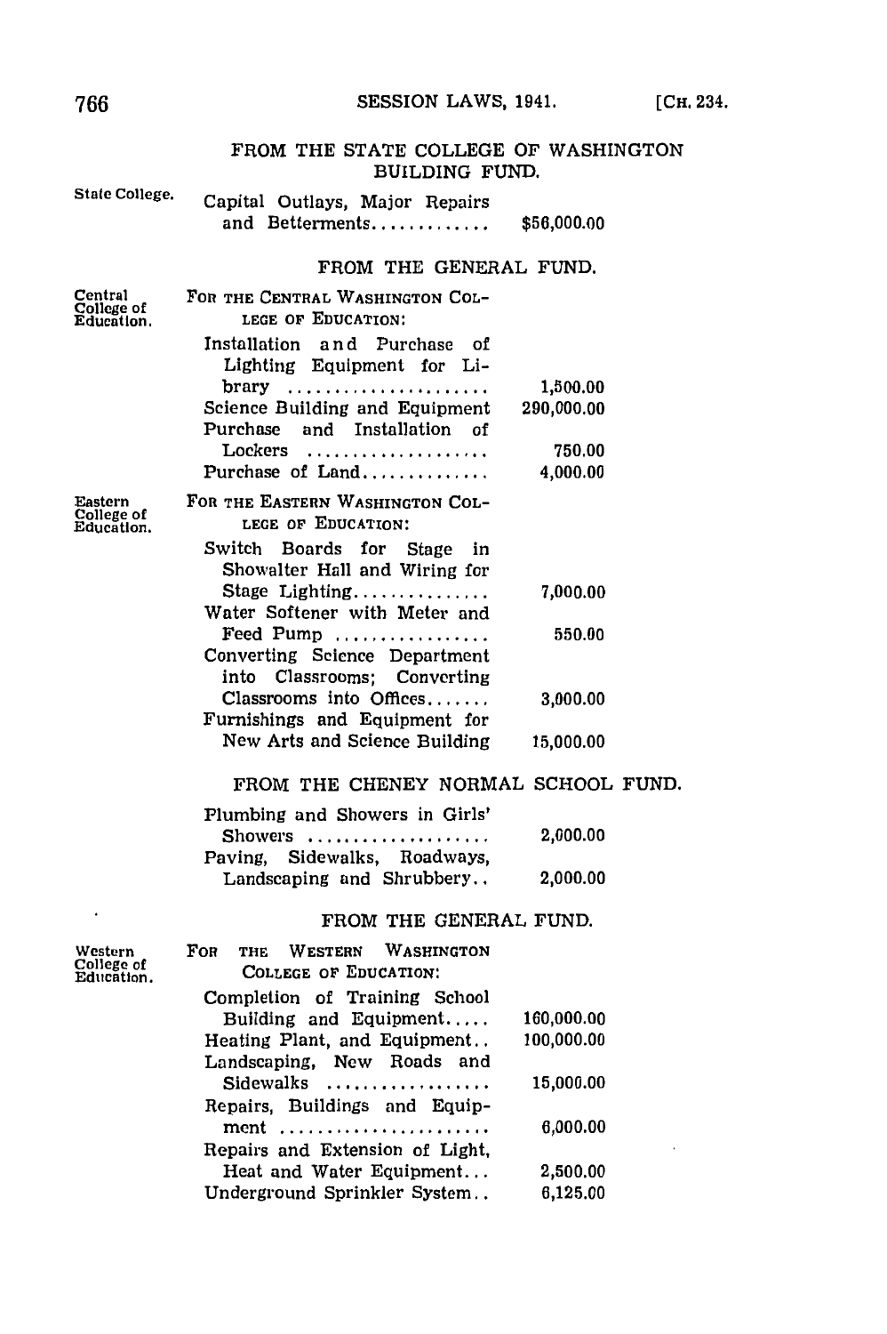FROM THE STATE COLLEGE OF WASHINGTON BUILDING FUND.

State College.

| | |
|---|---|
| Capital Outlays, Major Repairs and Betterments............. | $56,000.00 |

FROM THE GENERAL FUND.

Central College of Education.

FOR THE CENTRAL WASHINGTON COLLEGE OF EDUCATION:

| | |
|---|---|
| Installation and Purchase of Lighting Equipment for Library ...................... | 1,500.00 |
| Science Building and Equipment | 290,000.00 |
| Purchase and Installation of Lockers .................... | 750.00 |
| Purchase of Land.............. | 4,000.00 |

Eastern College of Education.

FOR THE EASTERN WASHINGTON COLLEGE OF EDUCATION:

| | |
|---|---|
| Switch Boards for Stage in Showalter Hall and Wiring for Stage Lighting............... | 7,000.00 |
| Water Softener with Meter and Feed Pump ................. | 550.00 |
| Converting Science Department into Classrooms; Converting Classrooms into Offices....... | 3,000.00 |
| Furnishings and Equipment for New Arts and Science Building | 15,000.00 |

FROM THE CHENEY NORMAL SCHOOL FUND.

| | |
|---|---|
| Plumbing and Showers in Girls' Showers .................... | 2,000.00 |
| Paving, Sidewalks, Roadways, Landscaping and Shrubbery.. | 2,000.00 |

FROM THE GENERAL FUND.

Western College of Education.

FOR THE WESTERN WASHINGTON COLLEGE OF EDUCATION:

| | |
|---|---|
| Completion of Training School Building and Equipment..... | 160,000.00 |
| Heating Plant, and Equipment.. | 100,000.00 |
| Landscaping, New Roads and Sidewalks .................. | 15,000.00 |
| Repairs, Buildings and Equipment ....................... | 6,000.00 |
| Repairs and Extension of Light, Heat and Water Equipment... | 2,500.00 |
| Underground Sprinkler System.. | 6,125.00 |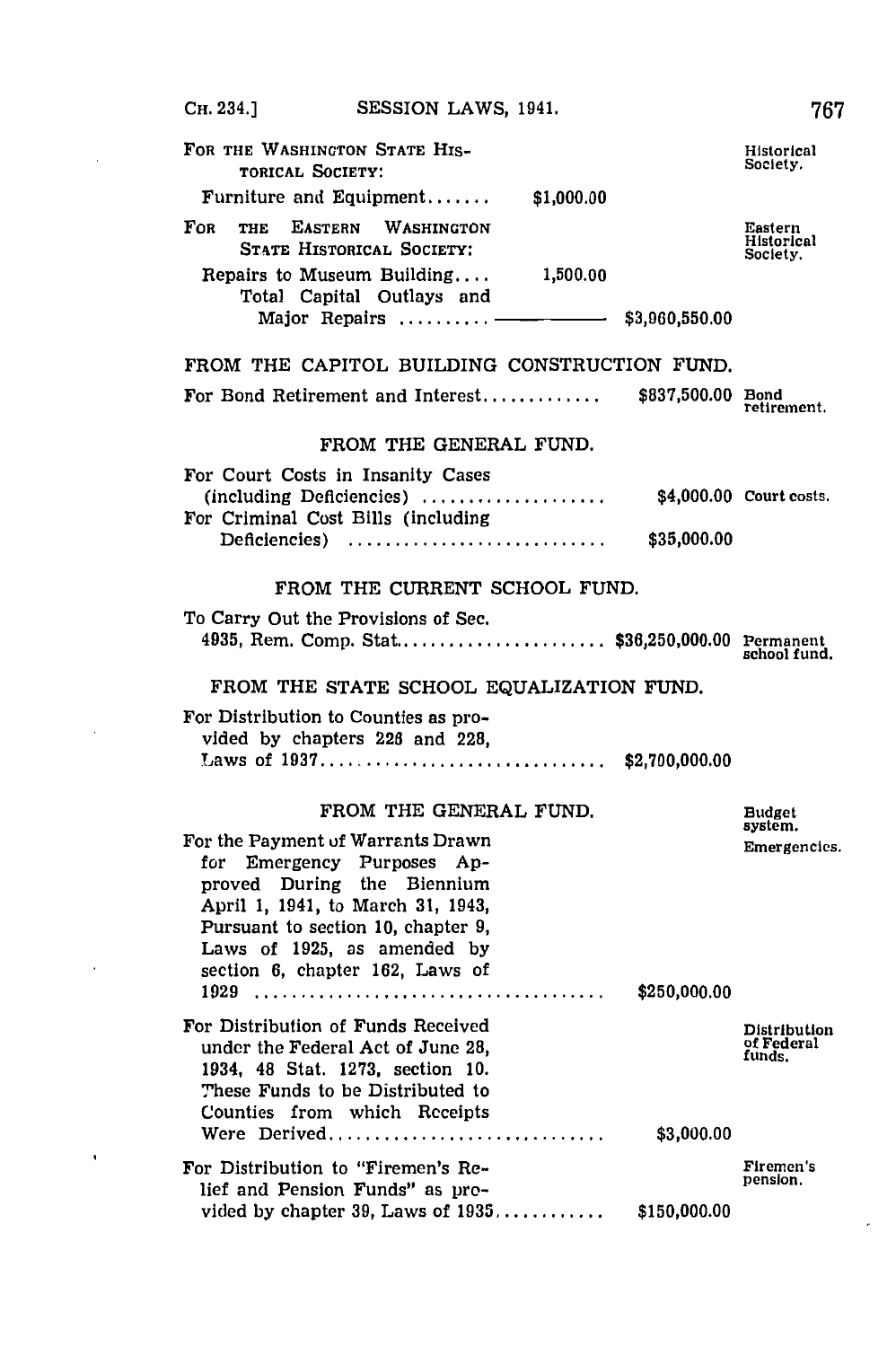FOR THE WASHINGTON STATE HISTORICAL SOCIETY: *Historical Society.*

Furniture and Equipment....... $1,000.00

FOR THE EASTERN WASHINGTON STATE HISTORICAL SOCIETY: *Eastern Historical Society.*

Repairs to Museum Building.... 1,500.00

Total Capital Outlays and Major Repairs .......... —————— $3,960,550.00

FROM THE CAPITOL BUILDING CONSTRUCTION FUND.

For Bond Retirement and Interest............. $837,500.00 *Bond retirement.*

FROM THE GENERAL FUND.

For Court Costs in Insanity Cases (including Deficiencies) .................... $4,000.00 *Court costs.*

For Criminal Cost Bills (including Deficiencies) ............................ $35,000.00

FROM THE CURRENT SCHOOL FUND.

To Carry Out the Provisions of Sec. 4935, Rem. Comp. Stat....................... $36,250,000.00 *Permanent school fund.*

FROM THE STATE SCHOOL EQUALIZATION FUND.

For Distribution to Counties as provided by chapters 226 and 228, Laws of 1937............................... $2,700,000.00

FROM THE GENERAL FUND. *Budget system.*

For the Payment of Warrants Drawn for Emergency Purposes Approved During the Biennium April 1, 1941, to March 31, 1943, Pursuant to section 10, chapter 9, Laws of 1925, as amended by section 6, chapter 162, Laws of 1929 ...................................... $250,000.00 *Emergencies.*

For Distribution of Funds Received under the Federal Act of June 28, 1934, 48 Stat. 1273, section 10. These Funds to be Distributed to Counties from which Receipts Were Derived.............................. $3,000.00 *Distribution of Federal funds.*

For Distribution to "Firemen's Relief and Pension Funds" as provided by chapter 39, Laws of 1935............ $150,000.00 *Firemen's pension.*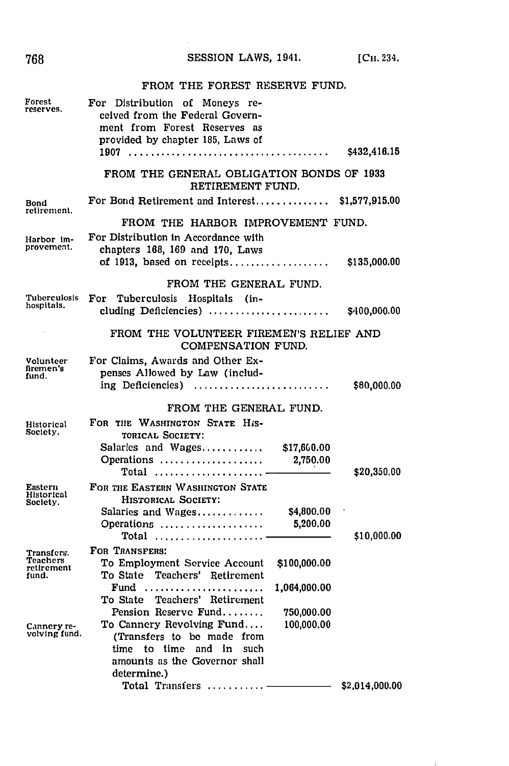FROM THE FOREST RESERVE FUND.

Forest reserves. For Distribution of Moneys received from the Federal Government from Forest Reserves as provided by chapter 185, Laws of 1907 .................................... $432,416.15

FROM THE GENERAL OBLIGATION BONDS OF 1933 RETIREMENT FUND.

Bond retirement. For Bond Retirement and Interest.............. $1,577,915.00

FROM THE HARBOR IMPROVEMENT FUND.

Harbor improvement. For Distribution in Accordance with chapters 168, 169 and 170, Laws of 1913, based on receipts.................. $135,000.00

FROM THE GENERAL FUND.

Tuberculosis hospitals. For Tuberculosis Hospitals (including Deficiencies) ...................... $400,000.00

FROM THE VOLUNTEER FIREMEN'S RELIEF AND COMPENSATION FUND.

Volunteer firemen's fund. For Claims, Awards and Other Expenses Allowed by Law (including Deficiencies) ........................ $80,000.00

FROM THE GENERAL FUND.

Historical Society. FOR THE WASHINGTON STATE HISTORICAL SOCIETY:

| | | |
|---|---|---|
| Salaries and Wages............ | $17,600.00 | |
| Operations .................... | 2,750.00 | |
| Total ..................... | | $20,350.00 |

Eastern Historical Society. FOR THE EASTERN WASHINGTON STATE HISTORICAL SOCIETY:

| | | |
|---|---|---|
| Salaries and Wages............. | $4,800.00 | |
| Operations .................... | 5,200.00 | |
| Total ..................... | | $10,000.00 |

Transfers. Teachers retirement fund. Cannery revolving fund. FOR TRANSFERS:

| | | |
|---|---|---|
| To Employment Service Account | $100,000.00 | |
| To State Teachers' Retirement Fund ...................... | 1,064,000.00 | |
| To State Teachers' Retirement Pension Reserve Fund........ | 750,000.00 | |
| To Cannery Revolving Fund.... (Transfers to be made from time to time and in such amounts as the Governor shall determine.) | 100,000.00 | |
| Total Transfers ........... | | $2,014,000.00 |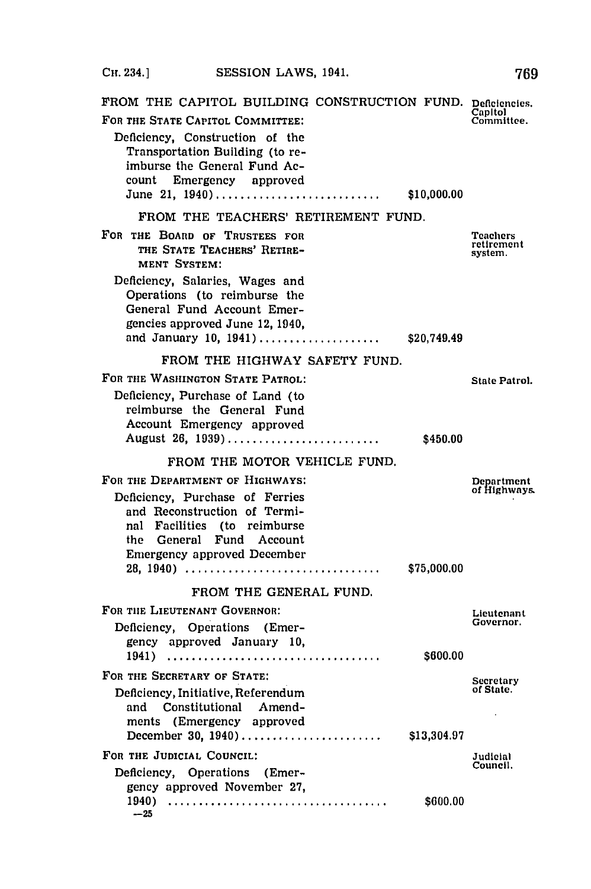FROM THE CAPITOL BUILDING CONSTRUCTION FUND.

FOR THE STATE CAPITOL COMMITTEE: *Deficiencies. Capitol Committee.*

Deficiency, Construction of the Transportation Building (to reimburse the General Fund Account Emergency approved June 21, 1940) .......... $10,000.00

FROM THE TEACHERS' RETIREMENT FUND.

FOR THE BOARD OF TRUSTEES FOR THE STATE TEACHERS' RETIREMENT SYSTEM: *Teachers retirement system.*

Deficiency, Salaries, Wages and Operations (to reimburse the General Fund Account Emergencies approved June 12, 1940, and January 10, 1941) .......... $20,749.49

FROM THE HIGHWAY SAFETY FUND.

FOR THE WASHINGTON STATE PATROL: *State Patrol.*

Deficiency, Purchase of Land (to reimburse the General Fund Account Emergency approved August 26, 1939) .......... $450.00

FROM THE MOTOR VEHICLE FUND.

FOR THE DEPARTMENT OF HIGHWAYS: *Department of Highways.*

Deficiency, Purchase of Ferries and Reconstruction of Terminal Facilities (to reimburse the General Fund Account Emergency approved December 28, 1940) .......... $75,000.00

FROM THE GENERAL FUND.

FOR THE LIEUTENANT GOVERNOR: *Lieutenant Governor.*

Deficiency, Operations (Emergency approved January 10, 1941) .......... $600.00

FOR THE SECRETARY OF STATE: *Secretary of State.*

Deficiency, Initiative, Referendum and Constitutional Amendments (Emergency approved December 30, 1940) .......... $13,304.97

FOR THE JUDICIAL COUNCIL: *Judicial Council.*

Deficiency, Operations (Emergency approved November 27, 1940) .......... $600.00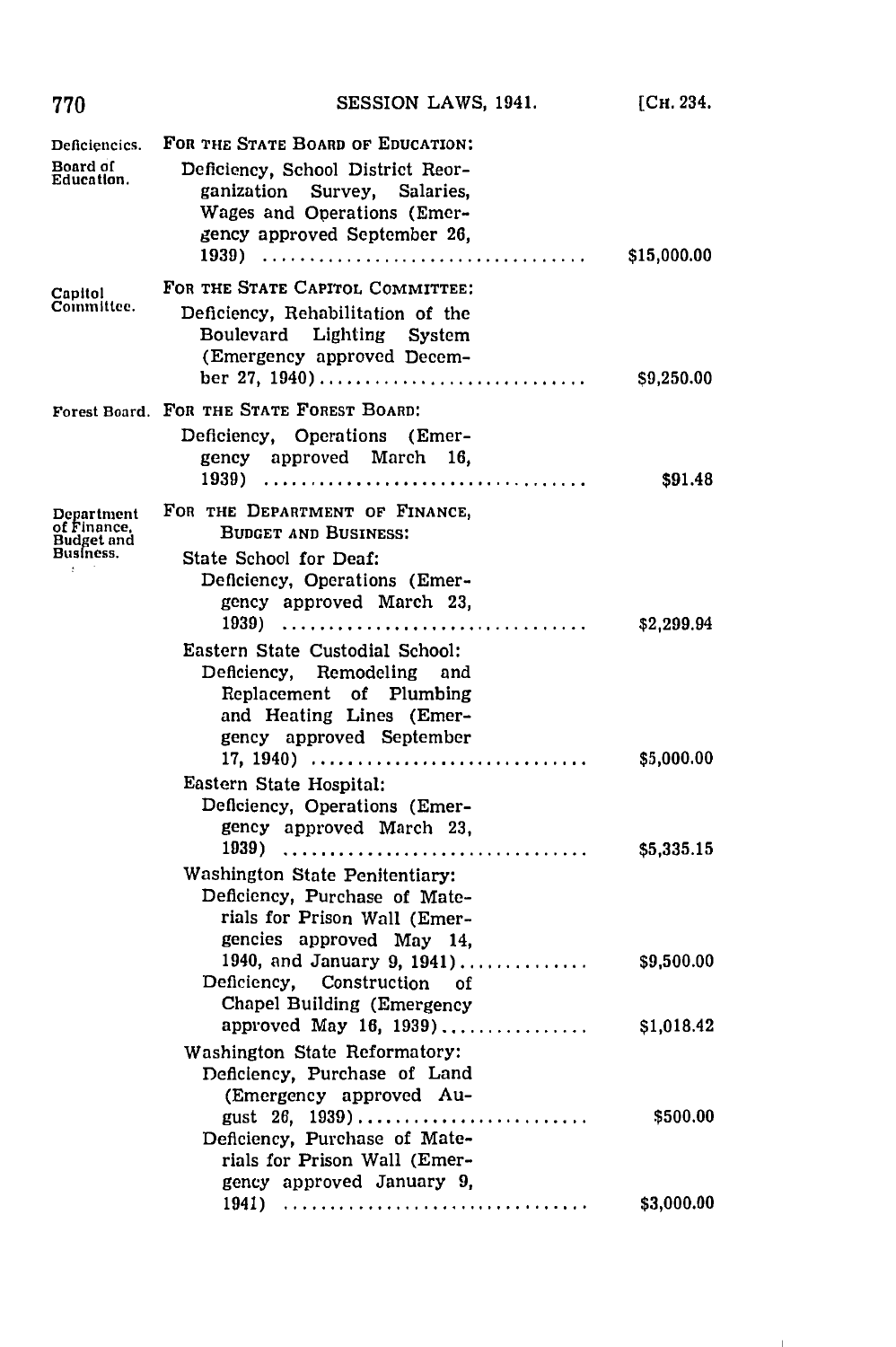| | | |
|---|---|---|
| Deficiencies. Board of Education. | FOR THE STATE BOARD OF EDUCATION: | |
| | Deficiency, School District Reorganization Survey, Salaries, Wages and Operations (Emergency approved September 26, 1939) | $15,000.00 |
| Capitol Committee. | FOR THE STATE CAPITOL COMMITTEE: | |
| | Deficiency, Rehabilitation of the Boulevard Lighting System (Emergency approved December 27, 1940) | $9,250.00 |
| Forest Board. | FOR THE STATE FOREST BOARD: | |
| | Deficiency, Operations (Emergency approved March 16, 1939) | $91.48 |
| Department of Finance, Budget and Business. | FOR THE DEPARTMENT OF FINANCE, BUDGET AND BUSINESS: | |
| | State School for Deaf: | |
| | Deficiency, Operations (Emergency approved March 23, 1939) | $2,299.94 |
| | Eastern State Custodial School: | |
| | Deficiency, Remodeling and Replacement of Plumbing and Heating Lines (Emergency approved September 17, 1940) | $5,000.00 |
| | Eastern State Hospital: | |
| | Deficiency, Operations (Emergency approved March 23, 1939) | $5,335.15 |
| | Washington State Penitentiary: | |
| | Deficiency, Purchase of Materials for Prison Wall (Emergencies approved May 14, 1940, and January 9, 1941) | $9,500.00 |
| | Deficiency, Construction of Chapel Building (Emergency approved May 16, 1939) | $1,018.42 |
| | Washington State Reformatory: | |
| | Deficiency, Purchase of Land (Emergency approved August 26, 1939) | $500.00 |
| | Deficiency, Purchase of Materials for Prison Wall (Emergency approved January 9, 1941) | $3,000.00 |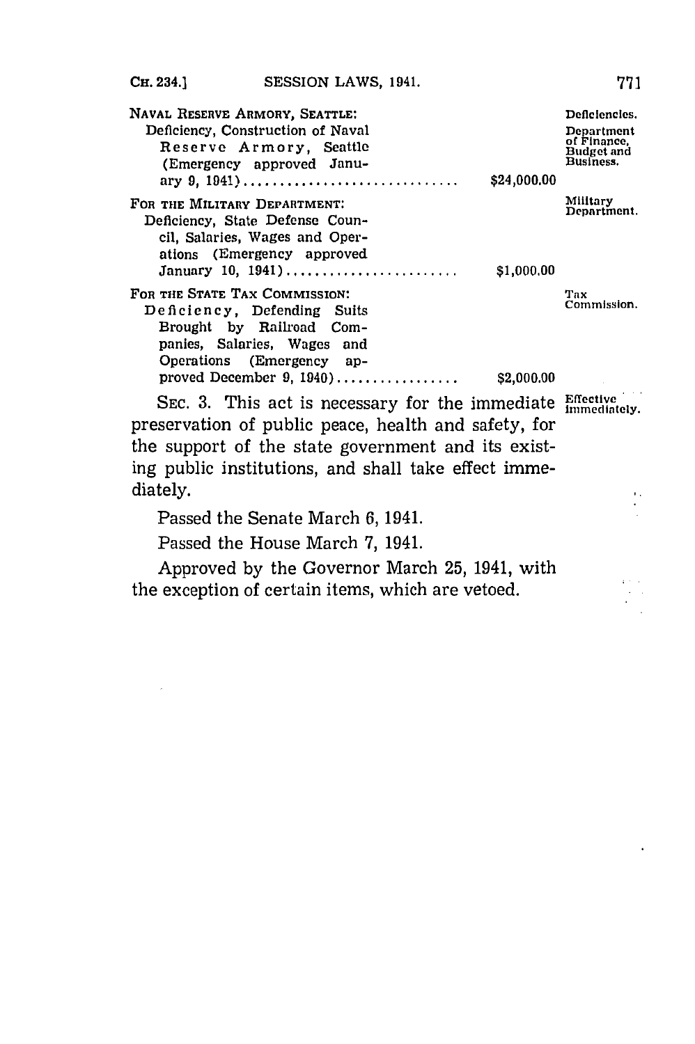NAVAL RESERVE ARMORY, SEATTLE:

Deficiency, Construction of Naval Reserve Armory, Seattle (Emergency approved January 9, 1941) .............................. $24,000.00

Deficiencies. Department of Finance, Budget and Business.

FOR THE MILITARY DEPARTMENT:

Deficiency, State Defense Council, Salaries, Wages and Operations (Emergency approved January 10, 1941) ........................ $1,000.00

Military Department.

FOR THE STATE TAX COMMISSION:

Deficiency, Defending Suits Brought by Railroad Companies, Salaries, Wages and Operations (Emergency approved December 9, 1940) ................. $2,000.00

Tax Commission.

SEC. 3. This act is necessary for the immediate preservation of public peace, health and safety, for the support of the state government and its existing public institutions, and shall take effect immediately.

Effective immediately.

Passed the Senate March 6, 1941.

Passed the House March 7, 1941.

Approved by the Governor March 25, 1941, with the exception of certain items, which are vetoed.